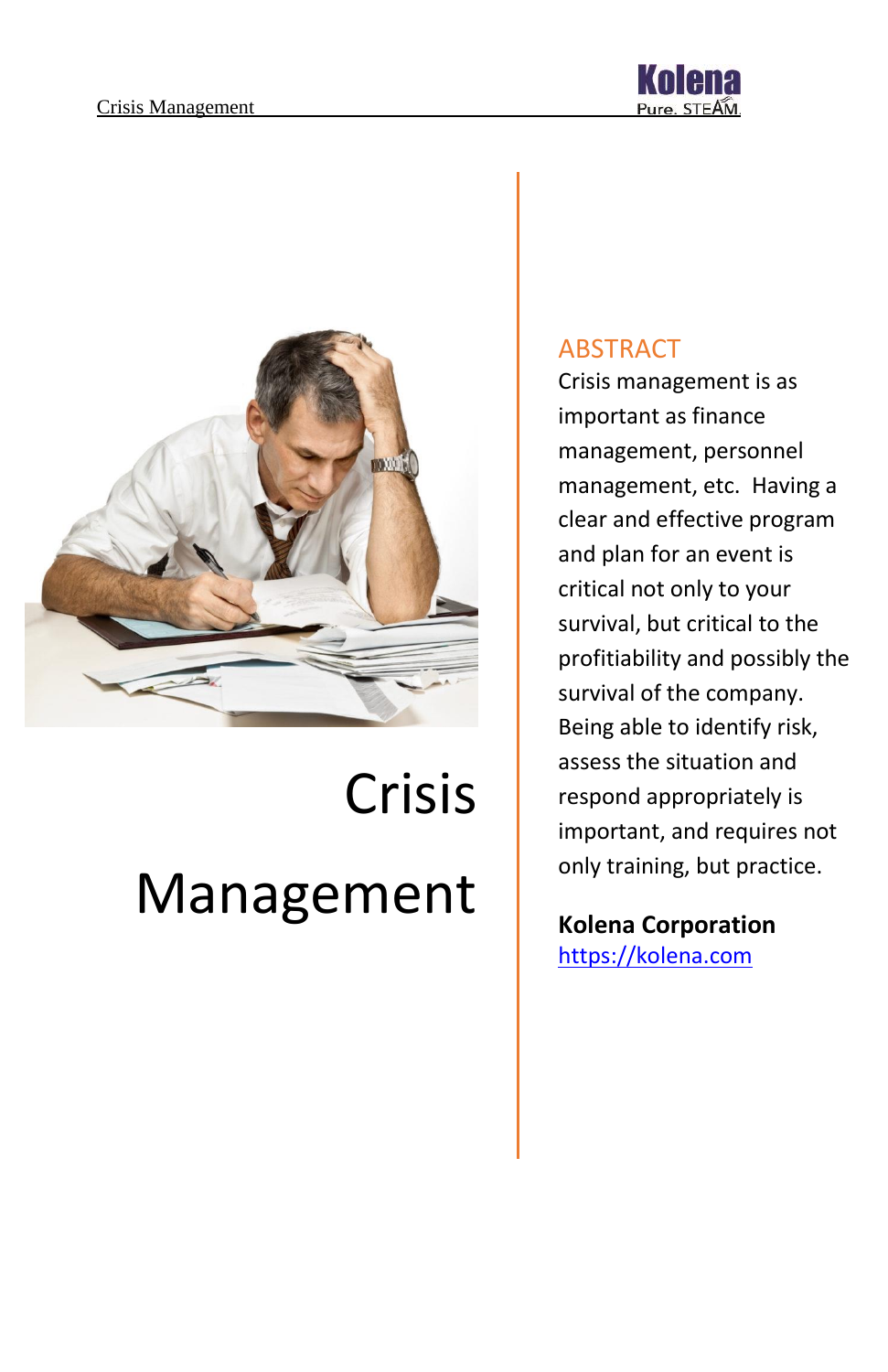# Crisis Management

## ABSTRACT

Crisis management is as important as finance management, personnel management, etc. Having a clear and effective program and plan for an event is critical not only to your survival, but critical to the profitability and possibly the survival of the company. Being able to identify risk, assess the situation and respond appropriately is important, and requires not only training, but practice.

**Kolena Corporation**
https://kolena.com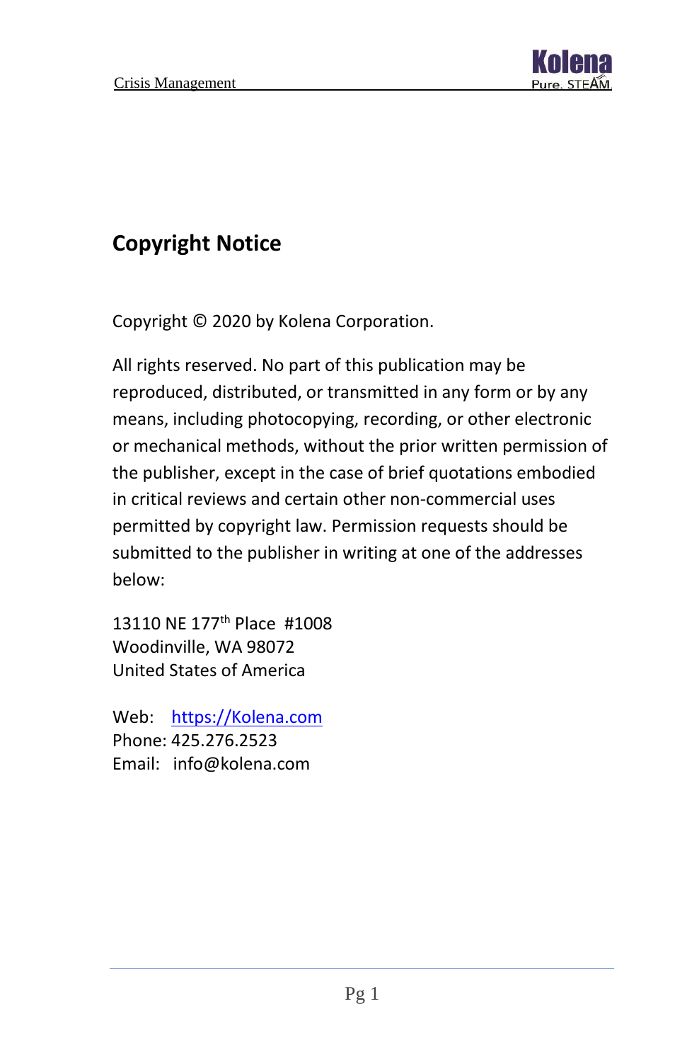# Copyright Notice

Copyright © 2020 by Kolena Corporation.

All rights reserved. No part of this publication may be reproduced, distributed, or transmitted in any form or by any means, including photocopying, recording, or other electronic or mechanical methods, without the prior written permission of the publisher, except in the case of brief quotations embodied in critical reviews and certain other non-commercial uses permitted by copyright law. Permission requests should be submitted to the publisher in writing at one of the addresses below:

13110 NE 177th Place #1008
Woodinville, WA 98072
United States of America

Web: https://Kolena.com
Phone: 425.276.2523
Email: info@kolena.com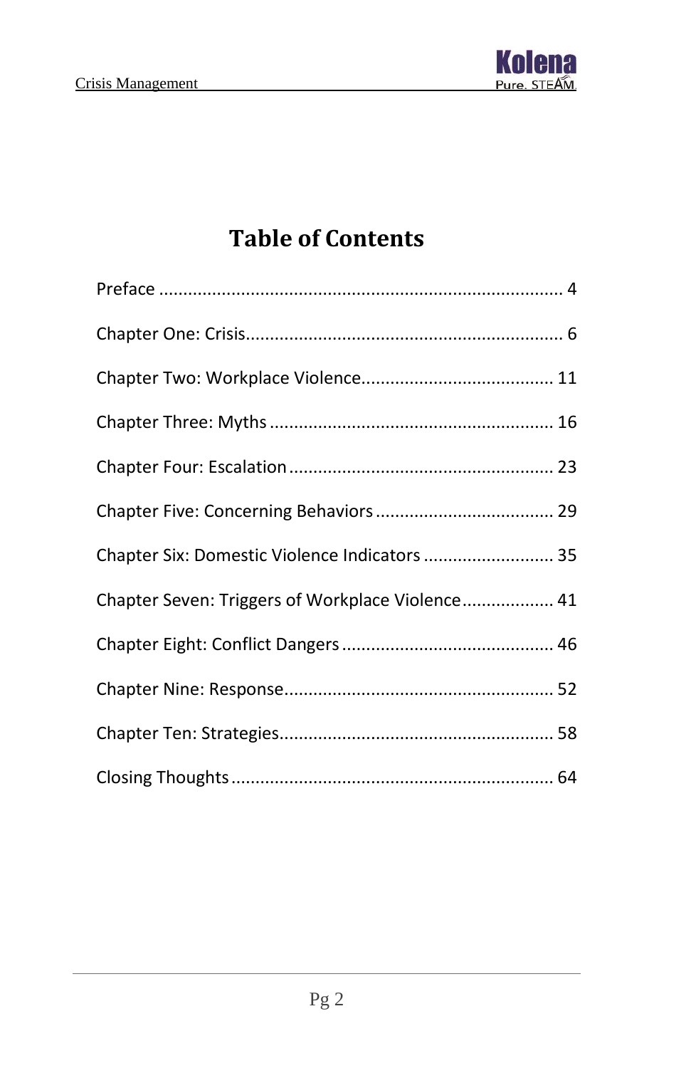# Table of Contents

Preface .................................................................................... 4

Chapter One: Crisis.................................................................. 6

Chapter Two: Workplace Violence........................................ 11

Chapter Three: Myths ........................................................... 16

Chapter Four: Escalation ....................................................... 23

Chapter Five: Concerning Behaviors ..................................... 29

Chapter Six: Domestic Violence Indicators ........................... 35

Chapter Seven: Triggers of Workplace Violence................... 41

Chapter Eight: Conflict Dangers ............................................ 46

Chapter Nine: Response........................................................ 52

Chapter Ten: Strategies......................................................... 58

Closing Thoughts ................................................................... 64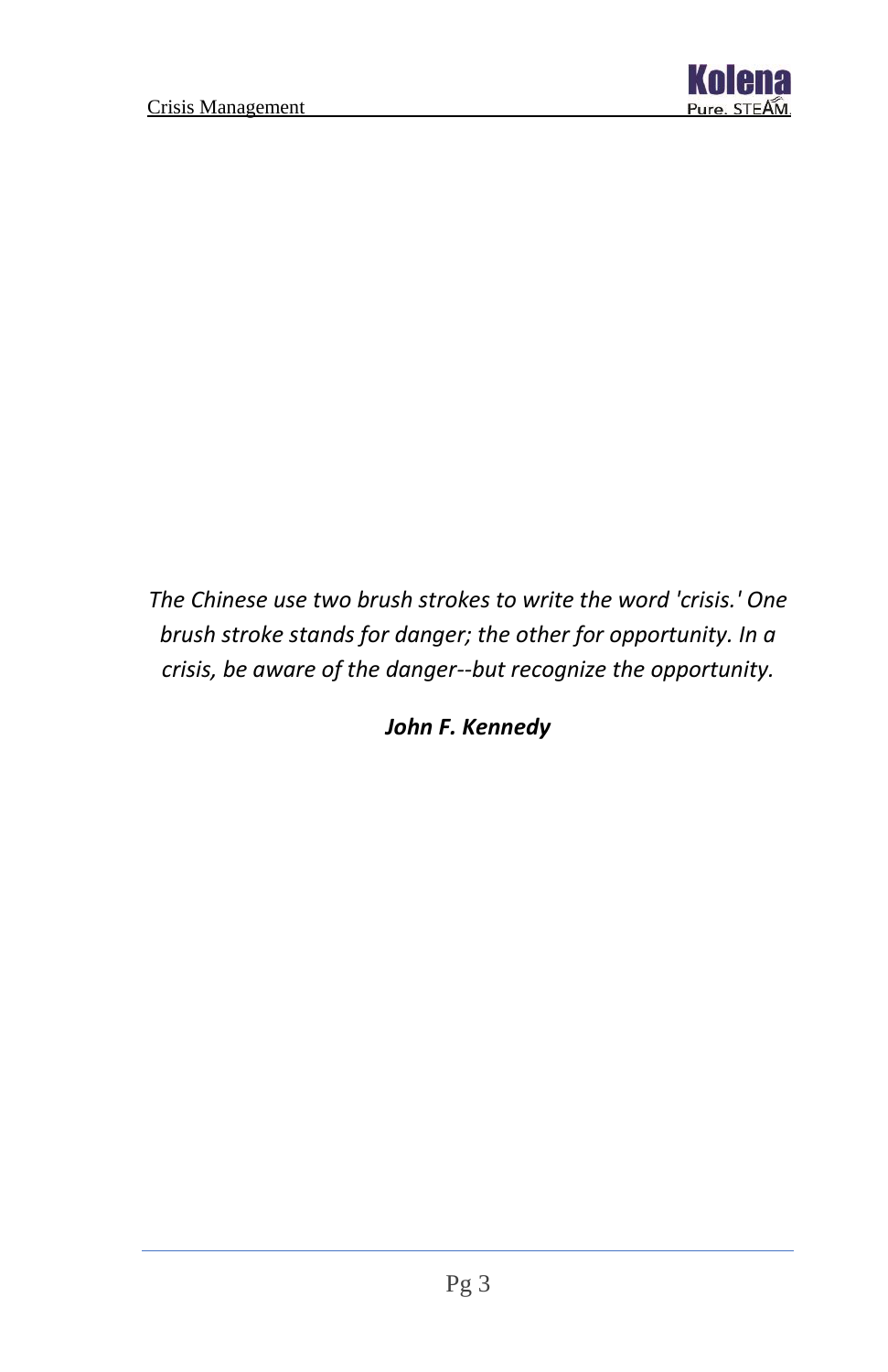*The Chinese use two brush strokes to write the word 'crisis.' One brush stroke stands for danger; the other for opportunity. In a crisis, be aware of the danger--but recognize the opportunity.*

***John F. Kennedy***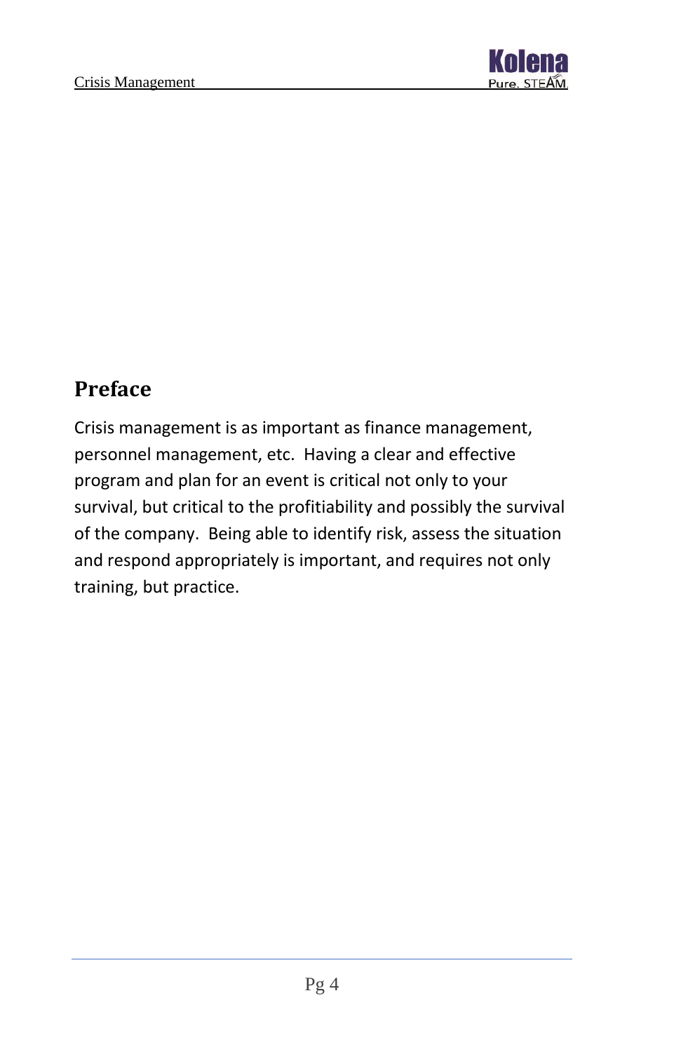## Preface

Crisis management is as important as finance management, personnel management, etc. Having a clear and effective program and plan for an event is critical not only to your survival, but critical to the profitability and possibly the survival of the company. Being able to identify risk, assess the situation and respond appropriately is important, and requires not only training, but practice.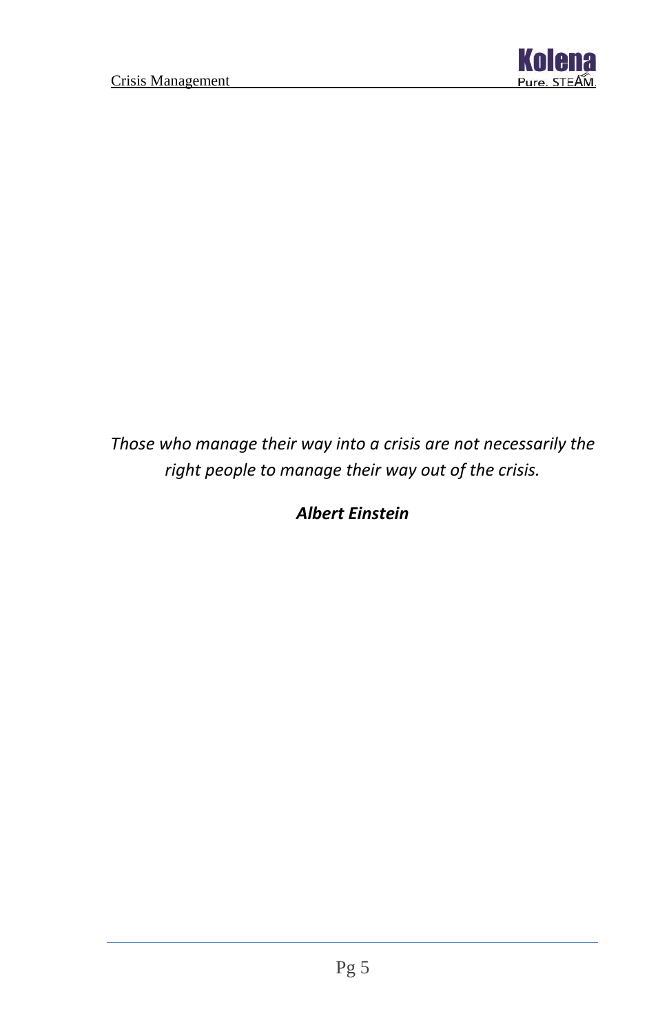*Those who manage their way into a crisis are not necessarily the right people to manage their way out of the crisis.*

***Albert Einstein***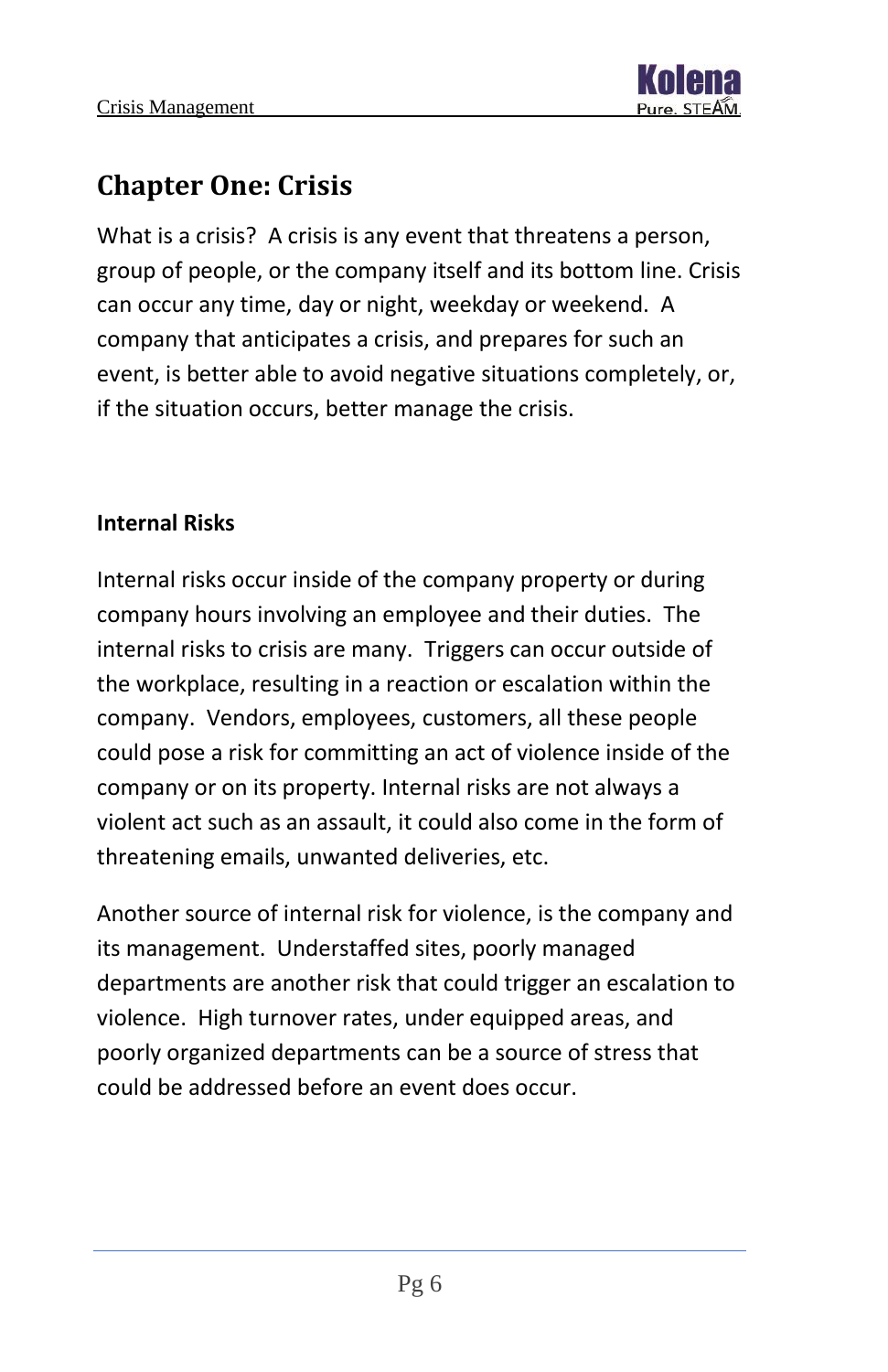# Chapter One: Crisis

What is a crisis? A crisis is any event that threatens a person, group of people, or the company itself and its bottom line. Crisis can occur any time, day or night, weekday or weekend. A company that anticipates a crisis, and prepares for such an event, is better able to avoid negative situations completely, or, if the situation occurs, better manage the crisis.

## Internal Risks

Internal risks occur inside of the company property or during company hours involving an employee and their duties. The internal risks to crisis are many. Triggers can occur outside of the workplace, resulting in a reaction or escalation within the company. Vendors, employees, customers, all these people could pose a risk for committing an act of violence inside of the company or on its property. Internal risks are not always a violent act such as an assault, it could also come in the form of threatening emails, unwanted deliveries, etc.

Another source of internal risk for violence, is the company and its management. Understaffed sites, poorly managed departments are another risk that could trigger an escalation to violence. High turnover rates, under equipped areas, and poorly organized departments can be a source of stress that could be addressed before an event does occur.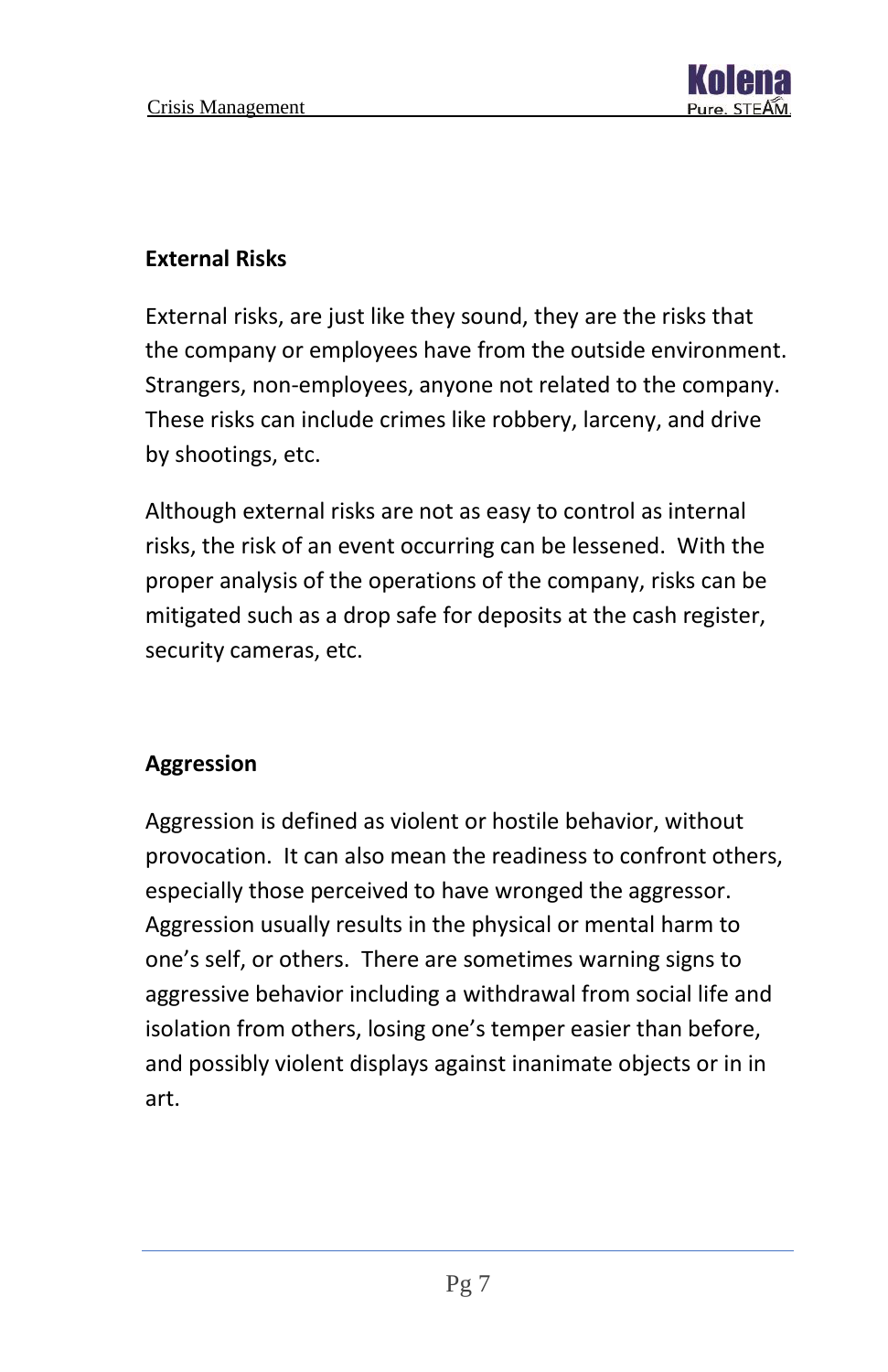**External Risks**

External risks, are just like they sound, they are the risks that the company or employees have from the outside environment. Strangers, non-employees, anyone not related to the company. These risks can include crimes like robbery, larceny, and drive by shootings, etc.

Although external risks are not as easy to control as internal risks, the risk of an event occurring can be lessened. With the proper analysis of the operations of the company, risks can be mitigated such as a drop safe for deposits at the cash register, security cameras, etc.

**Aggression**

Aggression is defined as violent or hostile behavior, without provocation. It can also mean the readiness to confront others, especially those perceived to have wronged the aggressor. Aggression usually results in the physical or mental harm to one's self, or others. There are sometimes warning signs to aggressive behavior including a withdrawal from social life and isolation from others, losing one's temper easier than before, and possibly violent displays against inanimate objects or in in art.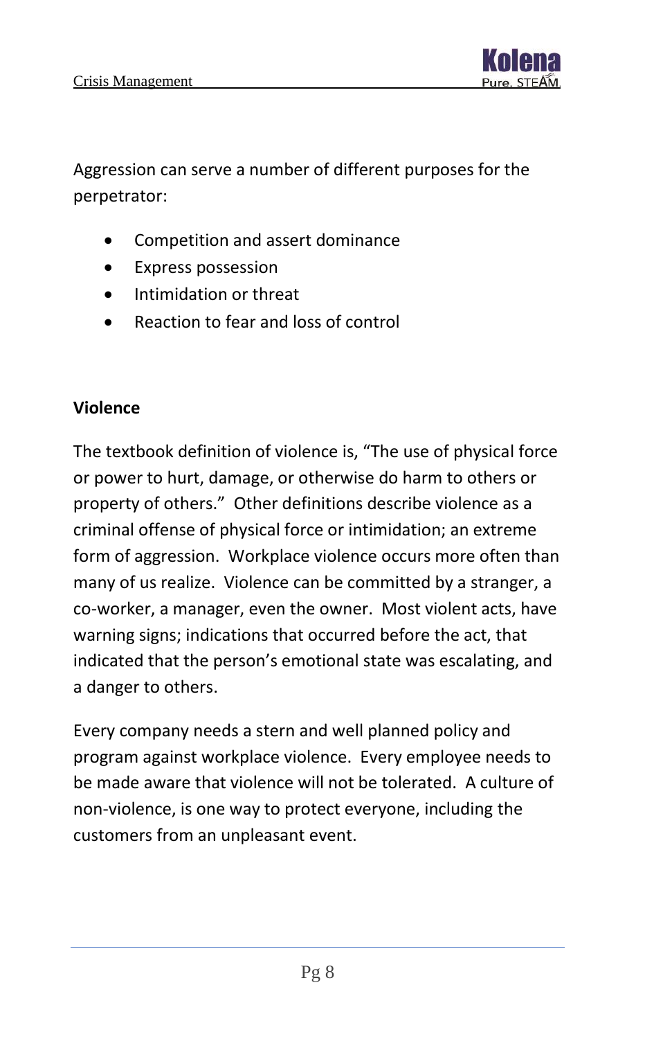Aggression can serve a number of different purposes for the perpetrator:

- Competition and assert dominance
- Express possession
- Intimidation or threat
- Reaction to fear and loss of control

**Violence**

The textbook definition of violence is, "The use of physical force or power to hurt, damage, or otherwise do harm to others or property of others." Other definitions describe violence as a criminal offense of physical force or intimidation; an extreme form of aggression. Workplace violence occurs more often than many of us realize. Violence can be committed by a stranger, a co-worker, a manager, even the owner. Most violent acts, have warning signs; indications that occurred before the act, that indicated that the person's emotional state was escalating, and a danger to others.

Every company needs a stern and well planned policy and program against workplace violence. Every employee needs to be made aware that violence will not be tolerated. A culture of non-violence, is one way to protect everyone, including the customers from an unpleasant event.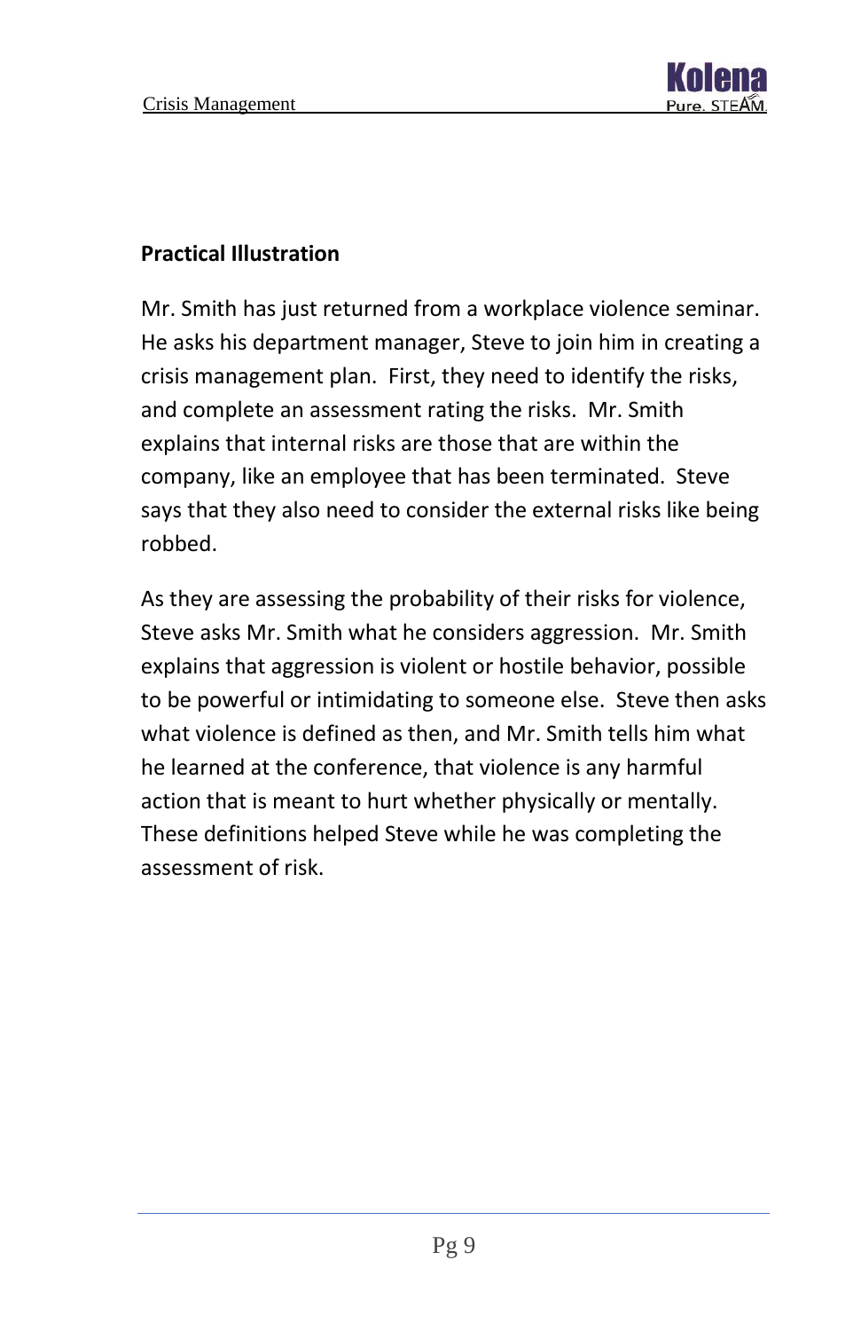## Practical Illustration

Mr. Smith has just returned from a workplace violence seminar. He asks his department manager, Steve to join him in creating a crisis management plan. First, they need to identify the risks, and complete an assessment rating the risks. Mr. Smith explains that internal risks are those that are within the company, like an employee that has been terminated. Steve says that they also need to consider the external risks like being robbed.

As they are assessing the probability of their risks for violence, Steve asks Mr. Smith what he considers aggression. Mr. Smith explains that aggression is violent or hostile behavior, possible to be powerful or intimidating to someone else. Steve then asks what violence is defined as then, and Mr. Smith tells him what he learned at the conference, that violence is any harmful action that is meant to hurt whether physically or mentally. These definitions helped Steve while he was completing the assessment of risk.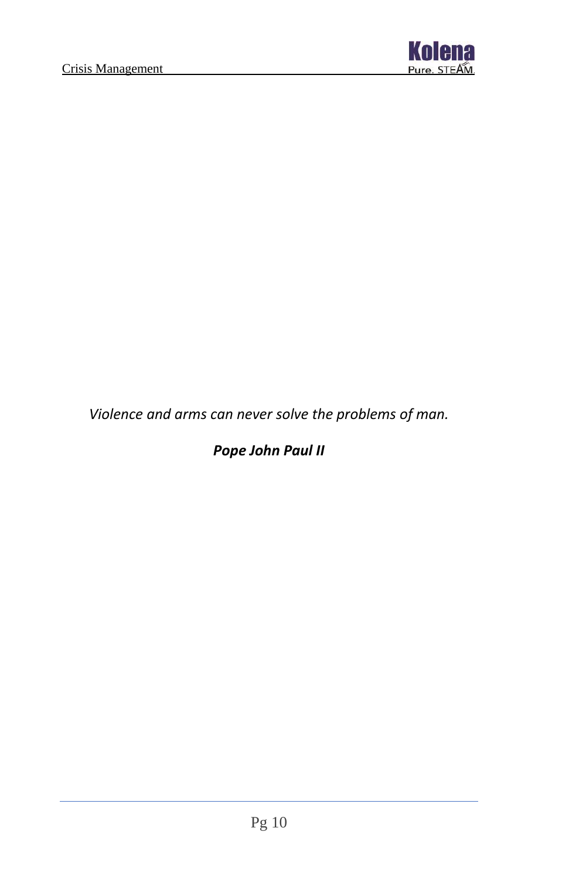*Violence and arms can never solve the problems of man.*

***Pope John Paul II***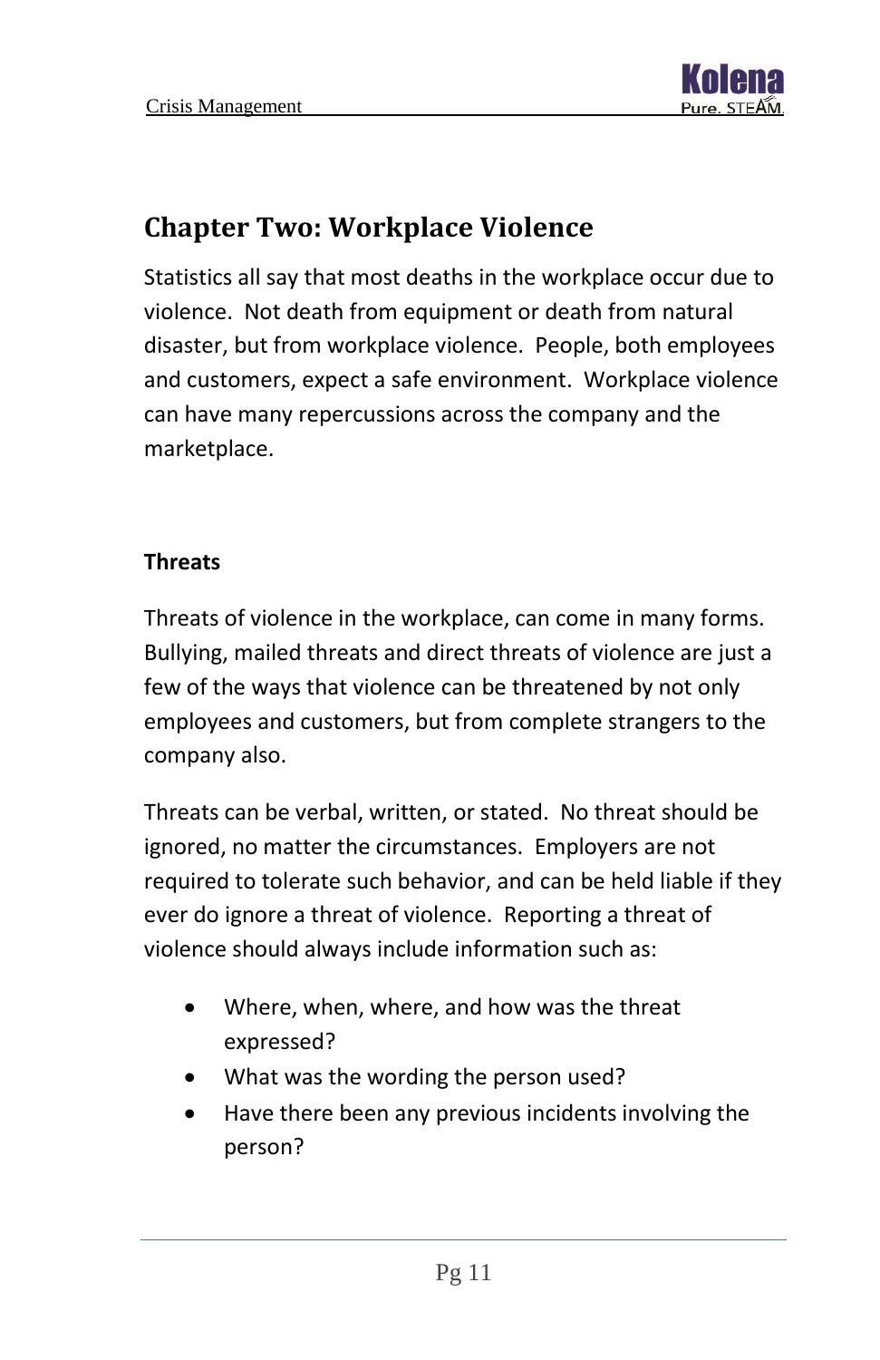## Chapter Two: Workplace Violence

Statistics all say that most deaths in the workplace occur due to violence. Not death from equipment or death from natural disaster, but from workplace violence. People, both employees and customers, expect a safe environment. Workplace violence can have many repercussions across the company and the marketplace.

### Threats

Threats of violence in the workplace, can come in many forms. Bullying, mailed threats and direct threats of violence are just a few of the ways that violence can be threatened by not only employees and customers, but from complete strangers to the company also.

Threats can be verbal, written, or stated. No threat should be ignored, no matter the circumstances. Employers are not required to tolerate such behavior, and can be held liable if they ever do ignore a threat of violence. Reporting a threat of violence should always include information such as:

- Where, when, where, and how was the threat expressed?
- What was the wording the person used?
- Have there been any previous incidents involving the person?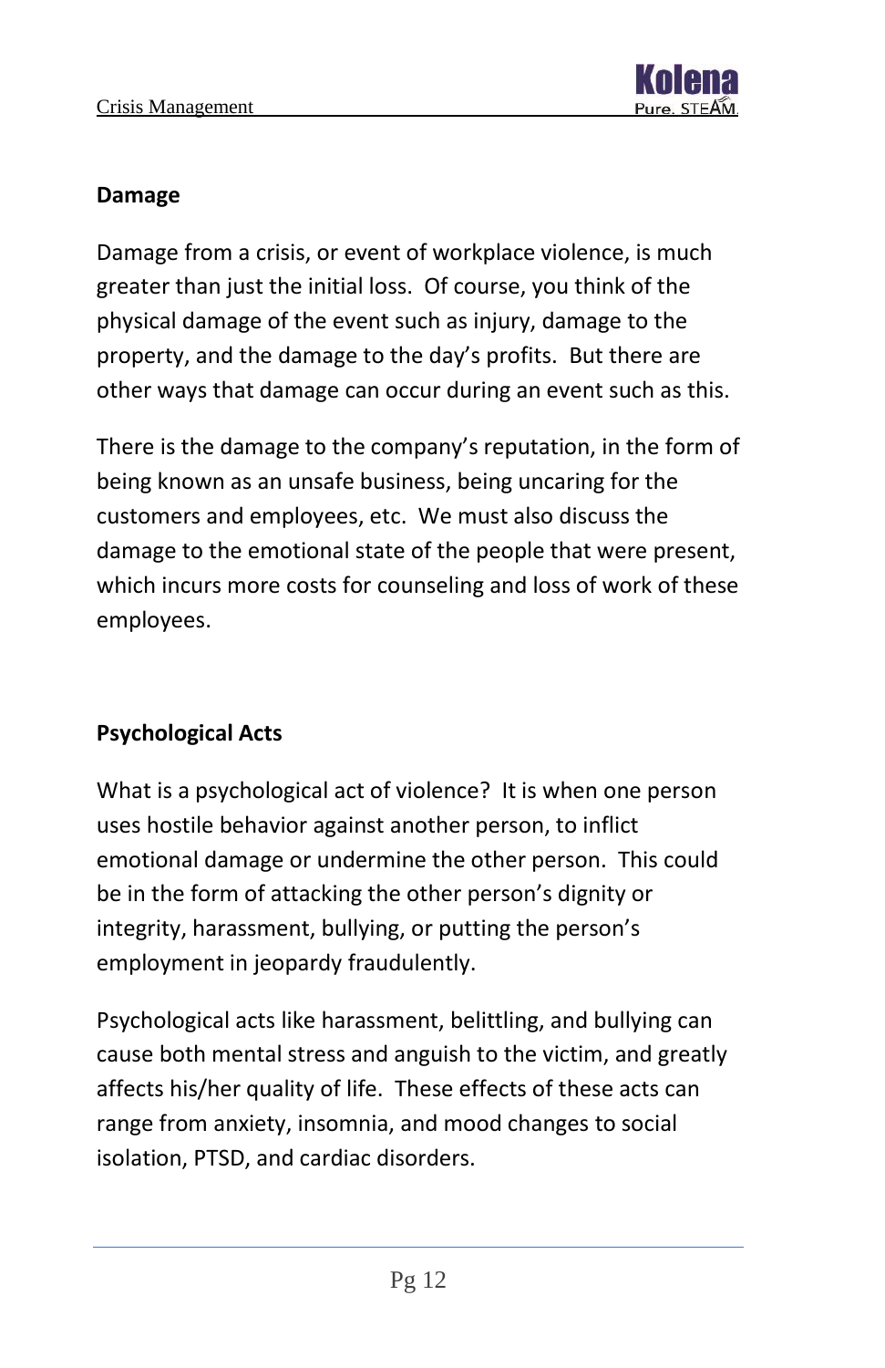## Damage

Damage from a crisis, or event of workplace violence, is much greater than just the initial loss. Of course, you think of the physical damage of the event such as injury, damage to the property, and the damage to the day's profits. But there are other ways that damage can occur during an event such as this.

There is the damage to the company's reputation, in the form of being known as an unsafe business, being uncaring for the customers and employees, etc. We must also discuss the damage to the emotional state of the people that were present, which incurs more costs for counseling and loss of work of these employees.

## Psychological Acts

What is a psychological act of violence? It is when one person uses hostile behavior against another person, to inflict emotional damage or undermine the other person. This could be in the form of attacking the other person's dignity or integrity, harassment, bullying, or putting the person's employment in jeopardy fraudulently.

Psychological acts like harassment, belittling, and bullying can cause both mental stress and anguish to the victim, and greatly affects his/her quality of life. These effects of these acts can range from anxiety, insomnia, and mood changes to social isolation, PTSD, and cardiac disorders.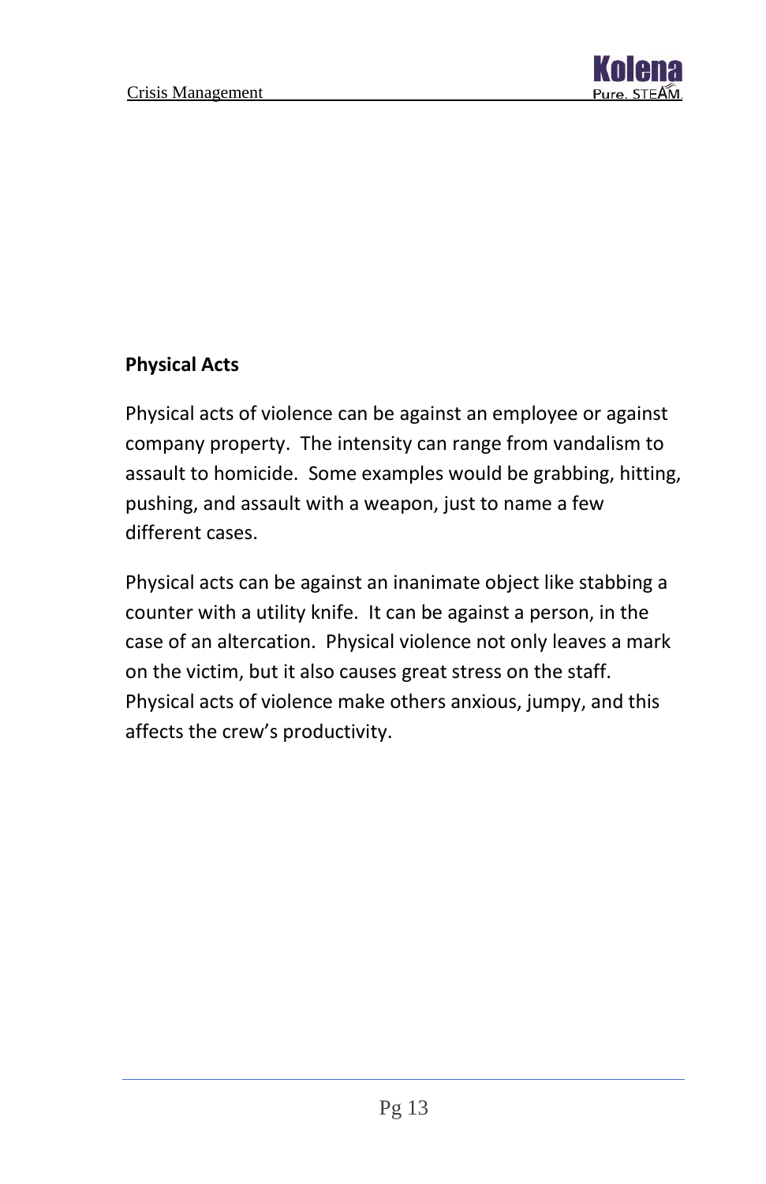**Physical Acts**

Physical acts of violence can be against an employee or against company property. The intensity can range from vandalism to assault to homicide. Some examples would be grabbing, hitting, pushing, and assault with a weapon, just to name a few different cases.

Physical acts can be against an inanimate object like stabbing a counter with a utility knife. It can be against a person, in the case of an altercation. Physical violence not only leaves a mark on the victim, but it also causes great stress on the staff. Physical acts of violence make others anxious, jumpy, and this affects the crew's productivity.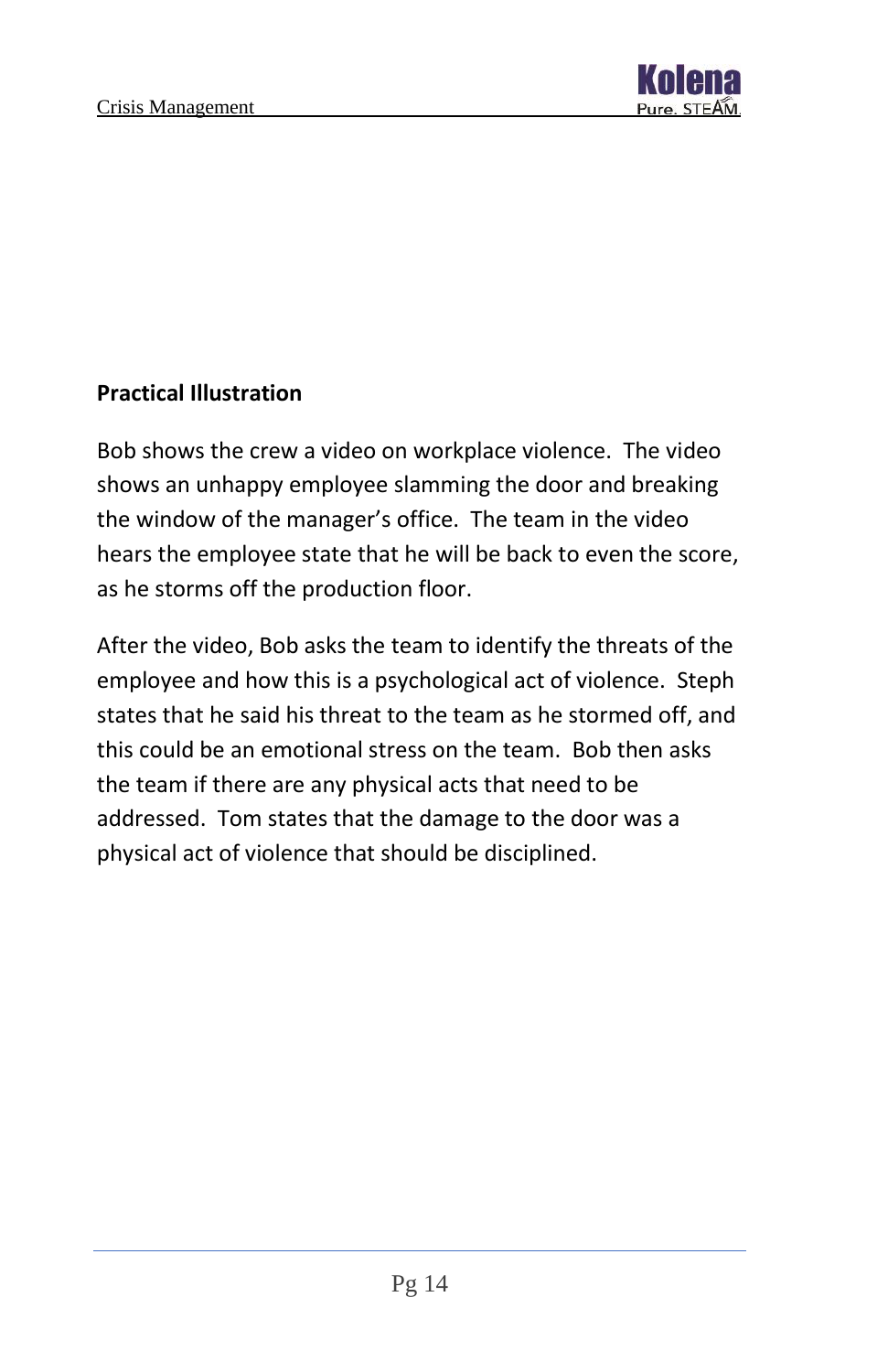### Practical Illustration

Bob shows the crew a video on workplace violence.  The video shows an unhappy employee slamming the door and breaking the window of the manager's office.  The team in the video hears the employee state that he will be back to even the score, as he storms off the production floor.

After the video, Bob asks the team to identify the threats of the employee and how this is a psychological act of violence.  Steph states that he said his threat to the team as he stormed off, and this could be an emotional stress on the team.  Bob then asks the team if there are any physical acts that need to be addressed.  Tom states that the damage to the door was a physical act of violence that should be disciplined.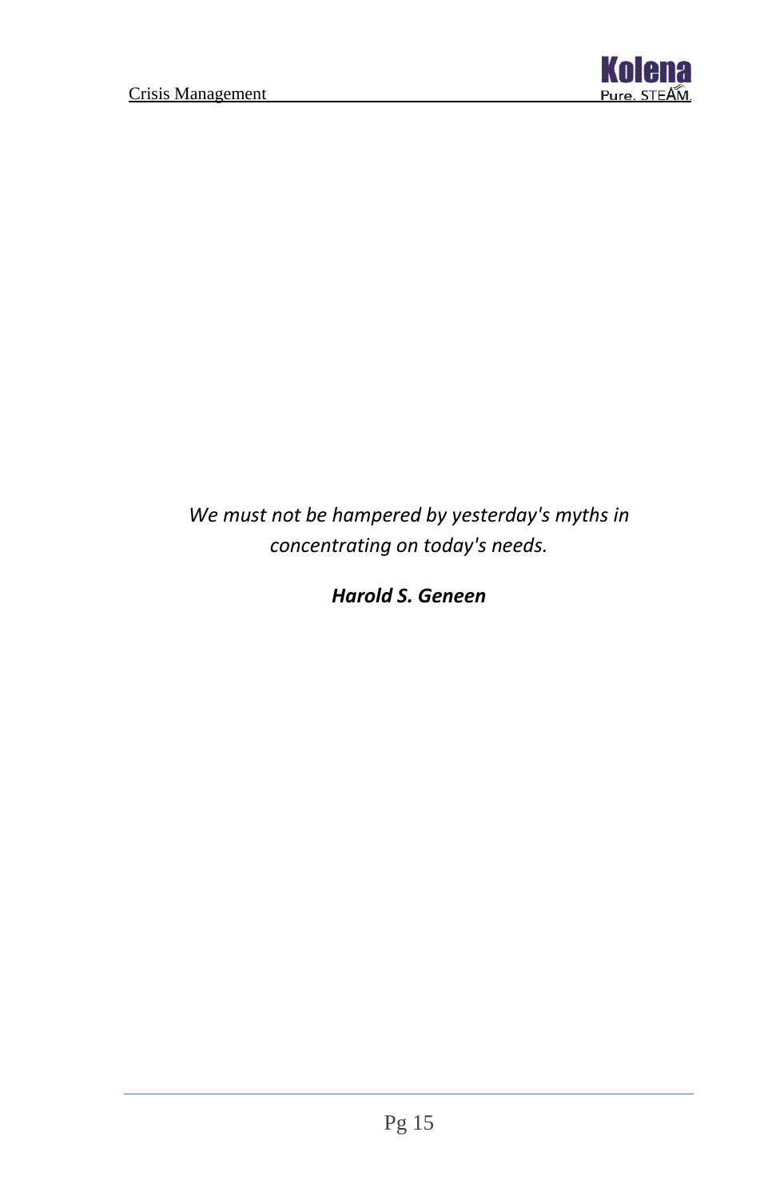*We must not be hampered by yesterday's myths in concentrating on today's needs.*

***Harold S. Geneen***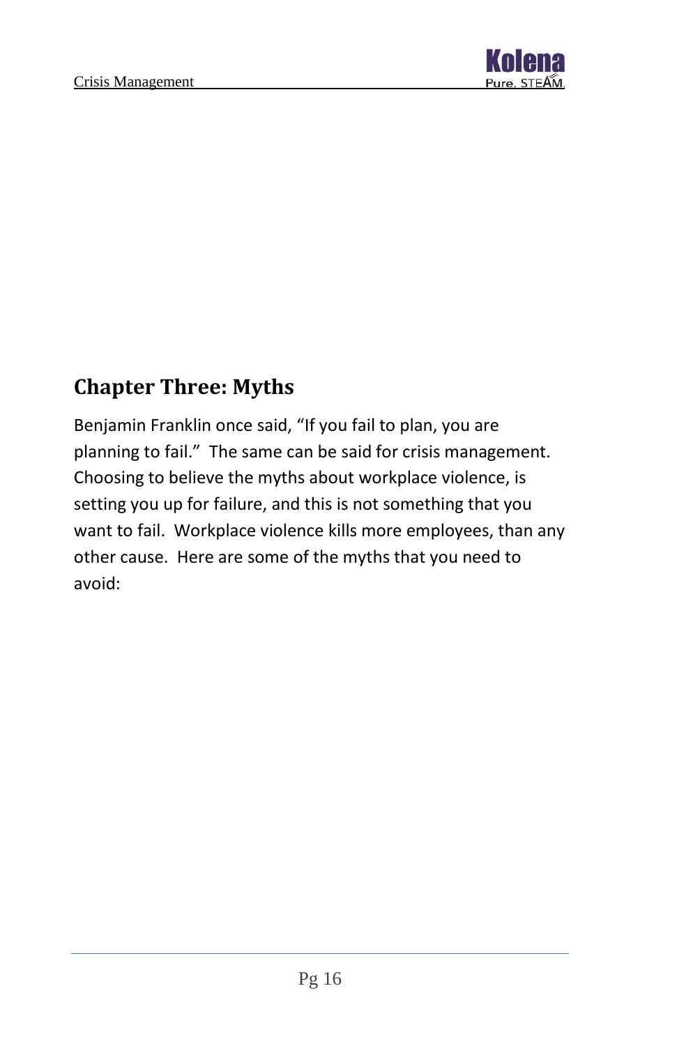## Chapter Three: Myths

Benjamin Franklin once said, "If you fail to plan, you are planning to fail." The same can be said for crisis management. Choosing to believe the myths about workplace violence, is setting you up for failure, and this is not something that you want to fail. Workplace violence kills more employees, than any other cause. Here are some of the myths that you need to avoid: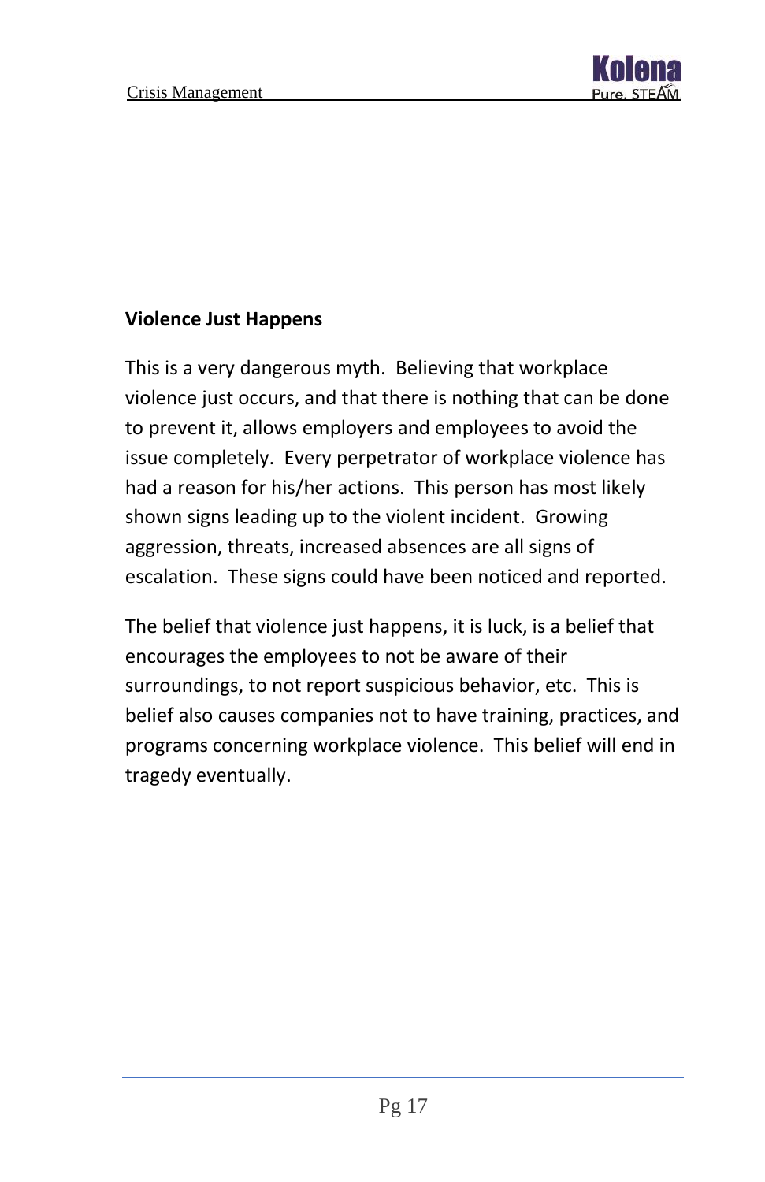**Violence Just Happens**

This is a very dangerous myth. Believing that workplace violence just occurs, and that there is nothing that can be done to prevent it, allows employers and employees to avoid the issue completely. Every perpetrator of workplace violence has had a reason for his/her actions. This person has most likely shown signs leading up to the violent incident. Growing aggression, threats, increased absences are all signs of escalation. These signs could have been noticed and reported.

The belief that violence just happens, it is luck, is a belief that encourages the employees to not be aware of their surroundings, to not report suspicious behavior, etc. This is belief also causes companies not to have training, practices, and programs concerning workplace violence. This belief will end in tragedy eventually.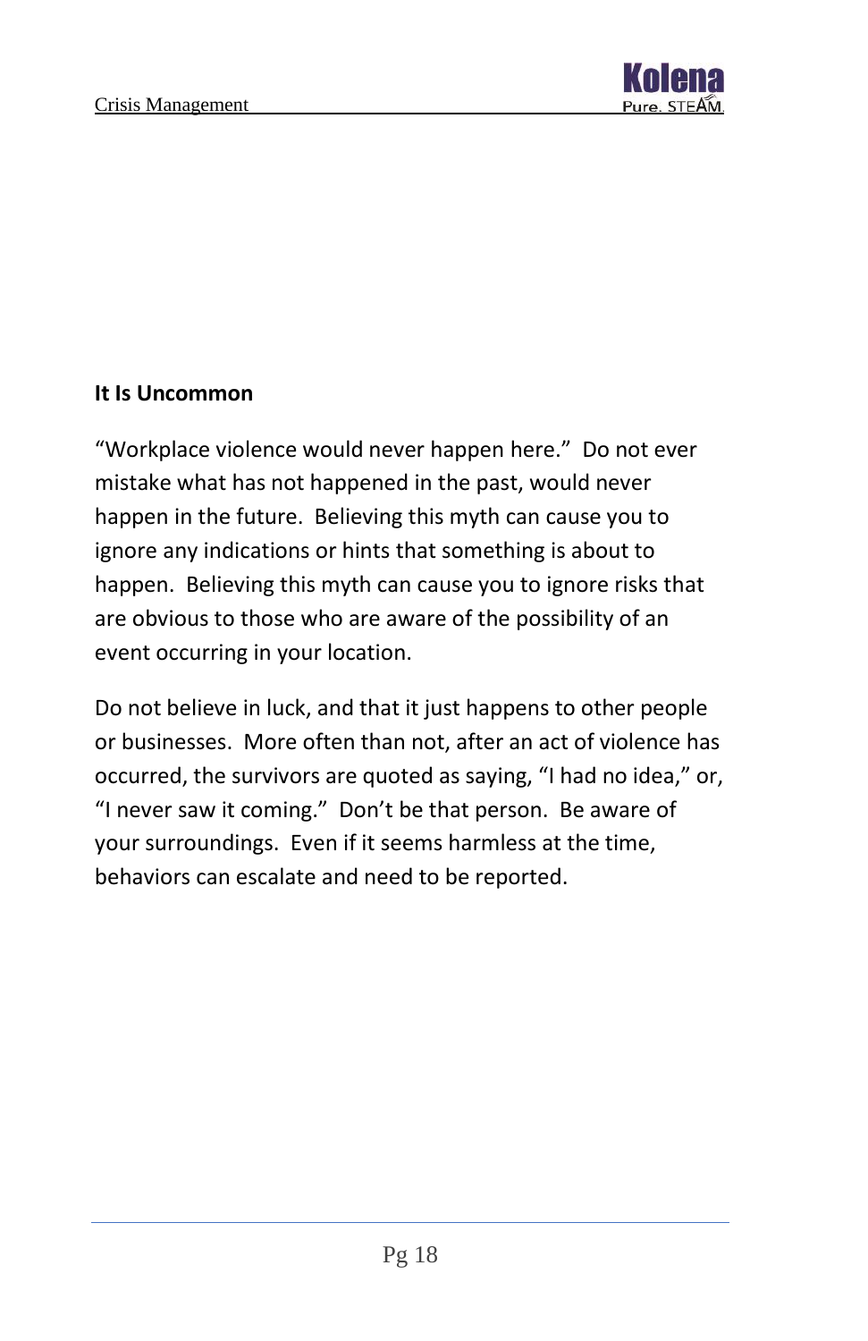**It Is Uncommon**

“Workplace violence would never happen here.” Do not ever mistake what has not happened in the past, would never happen in the future. Believing this myth can cause you to ignore any indications or hints that something is about to happen. Believing this myth can cause you to ignore risks that are obvious to those who are aware of the possibility of an event occurring in your location.

Do not believe in luck, and that it just happens to other people or businesses. More often than not, after an act of violence has occurred, the survivors are quoted as saying, “I had no idea,” or, “I never saw it coming.” Don’t be that person. Be aware of your surroundings. Even if it seems harmless at the time, behaviors can escalate and need to be reported.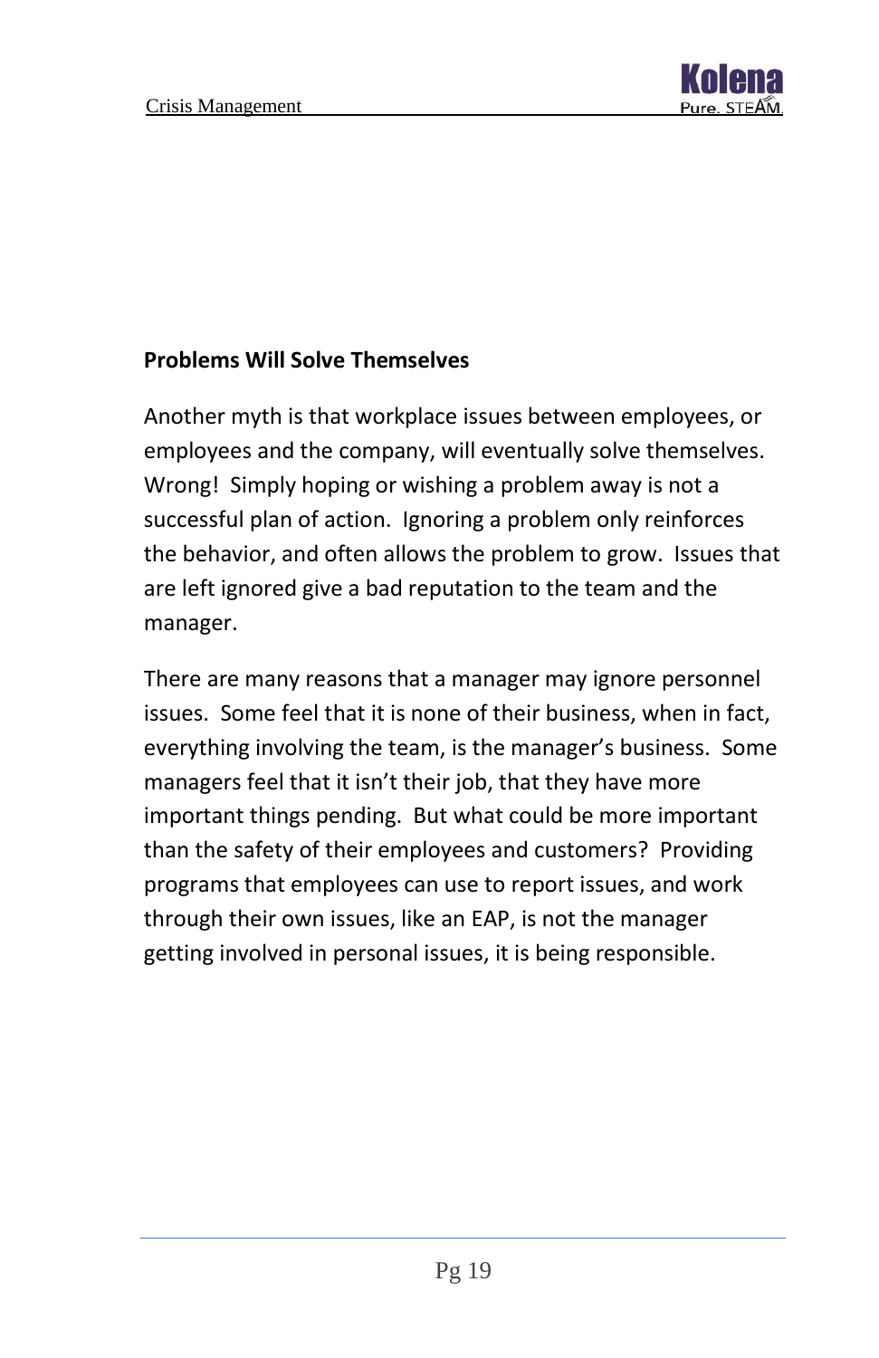## Problems Will Solve Themselves

Another myth is that workplace issues between employees, or employees and the company, will eventually solve themselves. Wrong! Simply hoping or wishing a problem away is not a successful plan of action. Ignoring a problem only reinforces the behavior, and often allows the problem to grow. Issues that are left ignored give a bad reputation to the team and the manager.

There are many reasons that a manager may ignore personnel issues. Some feel that it is none of their business, when in fact, everything involving the team, is the manager's business. Some managers feel that it isn't their job, that they have more important things pending. But what could be more important than the safety of their employees and customers? Providing programs that employees can use to report issues, and work through their own issues, like an EAP, is not the manager getting involved in personal issues, it is being responsible.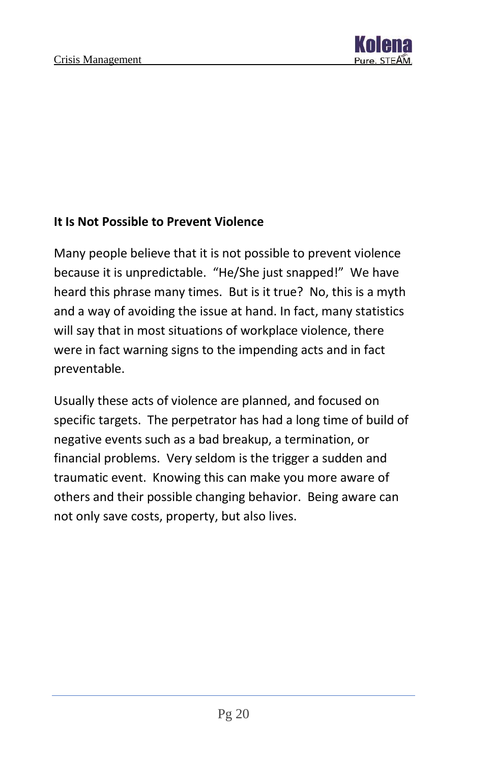**It Is Not Possible to Prevent Violence**

Many people believe that it is not possible to prevent violence because it is unpredictable. "He/She just snapped!" We have heard this phrase many times. But is it true? No, this is a myth and a way of avoiding the issue at hand. In fact, many statistics will say that in most situations of workplace violence, there were in fact warning signs to the impending acts and in fact preventable.

Usually these acts of violence are planned, and focused on specific targets. The perpetrator has had a long time of build of negative events such as a bad breakup, a termination, or financial problems. Very seldom is the trigger a sudden and traumatic event. Knowing this can make you more aware of others and their possible changing behavior. Being aware can not only save costs, property, but also lives.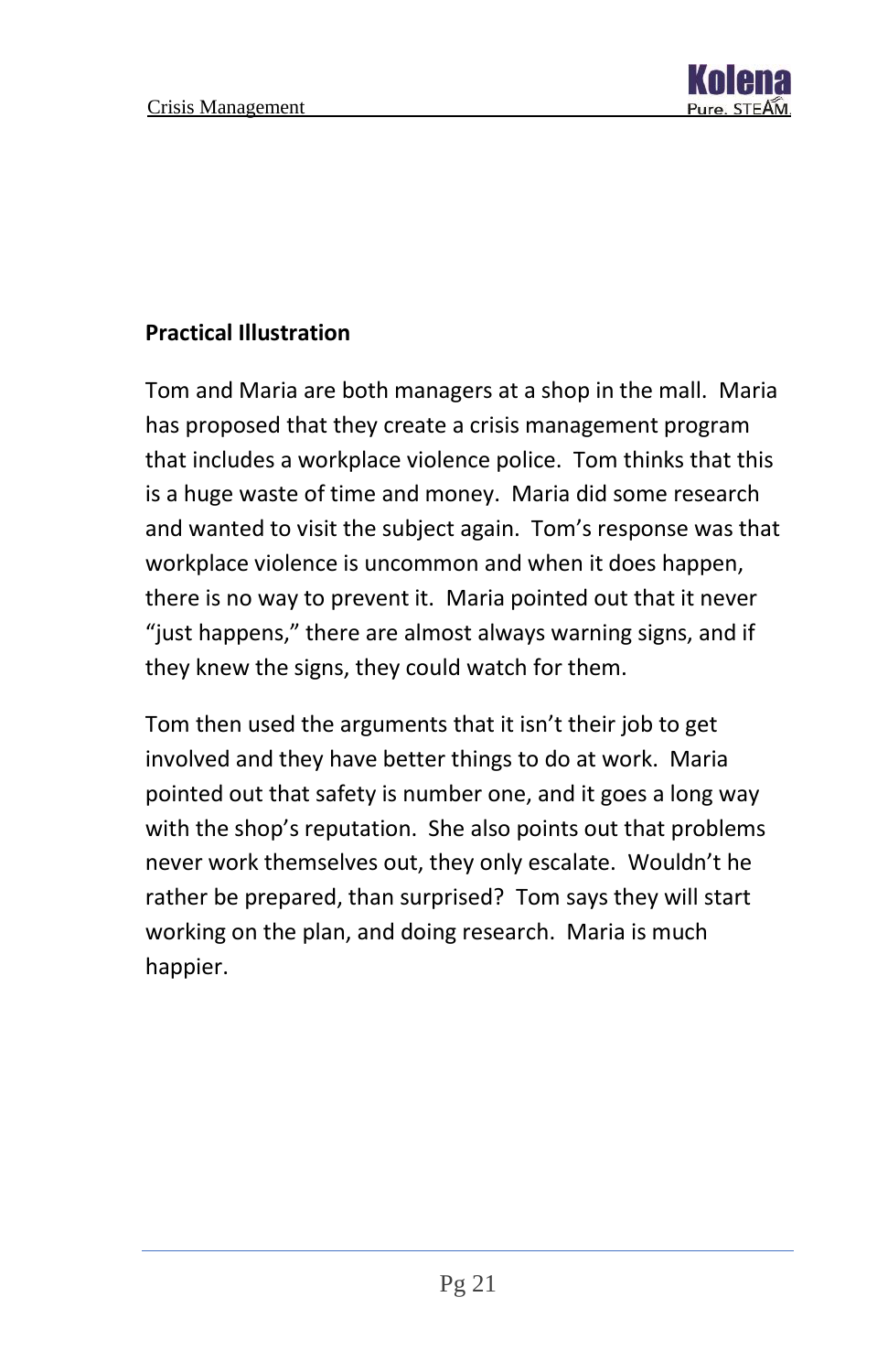**Practical Illustration**

Tom and Maria are both managers at a shop in the mall. Maria has proposed that they create a crisis management program that includes a workplace violence police. Tom thinks that this is a huge waste of time and money. Maria did some research and wanted to visit the subject again. Tom's response was that workplace violence is uncommon and when it does happen, there is no way to prevent it. Maria pointed out that it never "just happens," there are almost always warning signs, and if they knew the signs, they could watch for them.

Tom then used the arguments that it isn't their job to get involved and they have better things to do at work. Maria pointed out that safety is number one, and it goes a long way with the shop's reputation. She also points out that problems never work themselves out, they only escalate. Wouldn't he rather be prepared, than surprised? Tom says they will start working on the plan, and doing research. Maria is much happier.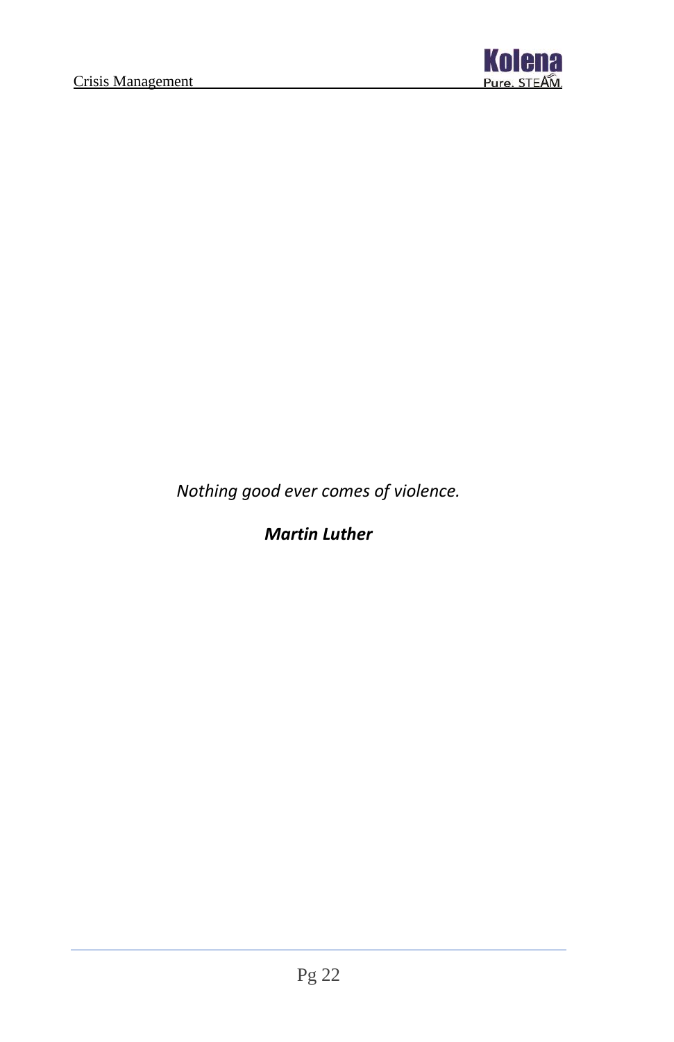*Nothing good ever comes of violence.*

***Martin Luther***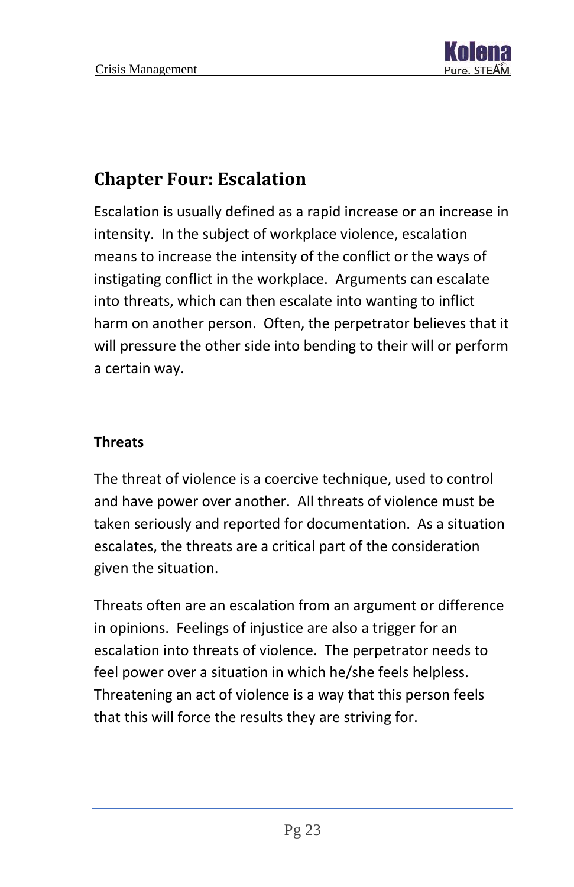# Chapter Four: Escalation

Escalation is usually defined as a rapid increase or an increase in intensity. In the subject of workplace violence, escalation means to increase the intensity of the conflict or the ways of instigating conflict in the workplace. Arguments can escalate into threats, which can then escalate into wanting to inflict harm on another person. Often, the perpetrator believes that it will pressure the other side into bending to their will or perform a certain way.

## Threats

The threat of violence is a coercive technique, used to control and have power over another. All threats of violence must be taken seriously and reported for documentation. As a situation escalates, the threats are a critical part of the consideration given the situation.

Threats often are an escalation from an argument or difference in opinions. Feelings of injustice are also a trigger for an escalation into threats of violence. The perpetrator needs to feel power over a situation in which he/she feels helpless. Threatening an act of violence is a way that this person feels that this will force the results they are striving for.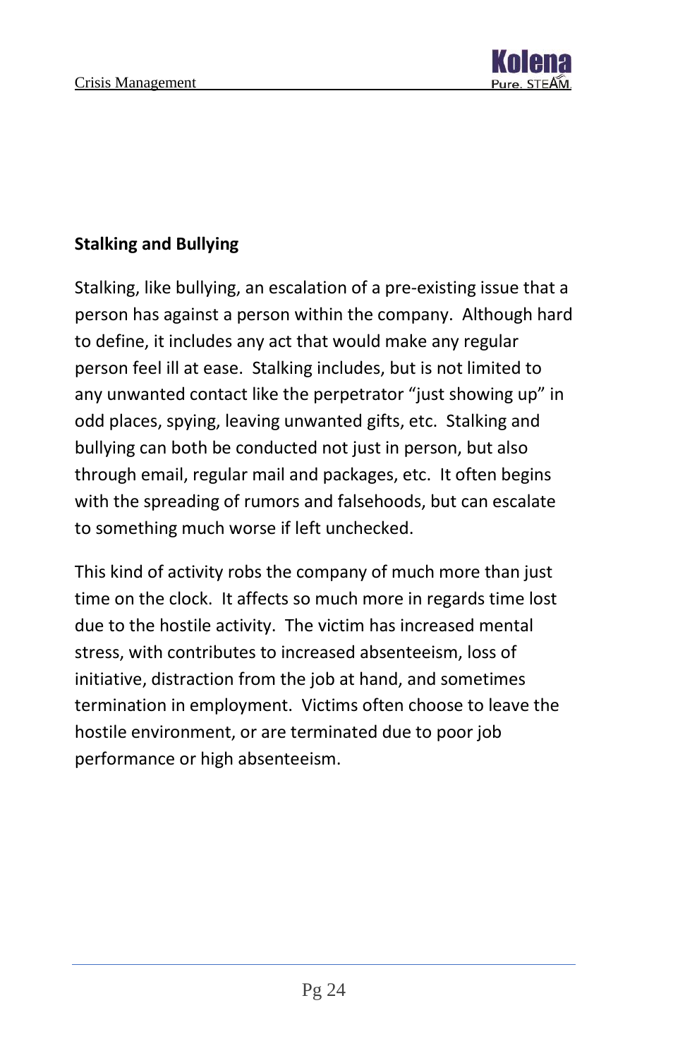**Stalking and Bullying**

Stalking, like bullying, an escalation of a pre-existing issue that a person has against a person within the company. Although hard to define, it includes any act that would make any regular person feel ill at ease. Stalking includes, but is not limited to any unwanted contact like the perpetrator "just showing up" in odd places, spying, leaving unwanted gifts, etc. Stalking and bullying can both be conducted not just in person, but also through email, regular mail and packages, etc. It often begins with the spreading of rumors and falsehoods, but can escalate to something much worse if left unchecked.

This kind of activity robs the company of much more than just time on the clock. It affects so much more in regards time lost due to the hostile activity. The victim has increased mental stress, with contributes to increased absenteeism, loss of initiative, distraction from the job at hand, and sometimes termination in employment. Victims often choose to leave the hostile environment, or are terminated due to poor job performance or high absenteeism.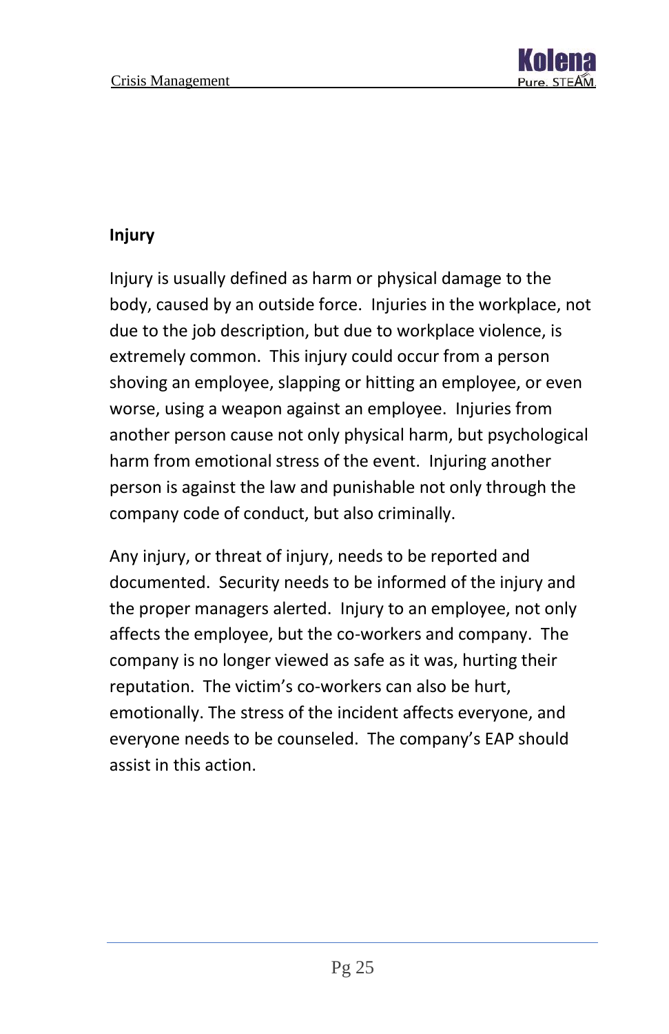## Injury

Injury is usually defined as harm or physical damage to the body, caused by an outside force. Injuries in the workplace, not due to the job description, but due to workplace violence, is extremely common. This injury could occur from a person shoving an employee, slapping or hitting an employee, or even worse, using a weapon against an employee. Injuries from another person cause not only physical harm, but psychological harm from emotional stress of the event. Injuring another person is against the law and punishable not only through the company code of conduct, but also criminally.

Any injury, or threat of injury, needs to be reported and documented. Security needs to be informed of the injury and the proper managers alerted. Injury to an employee, not only affects the employee, but the co-workers and company. The company is no longer viewed as safe as it was, hurting their reputation. The victim's co-workers can also be hurt, emotionally. The stress of the incident affects everyone, and everyone needs to be counseled. The company's EAP should assist in this action.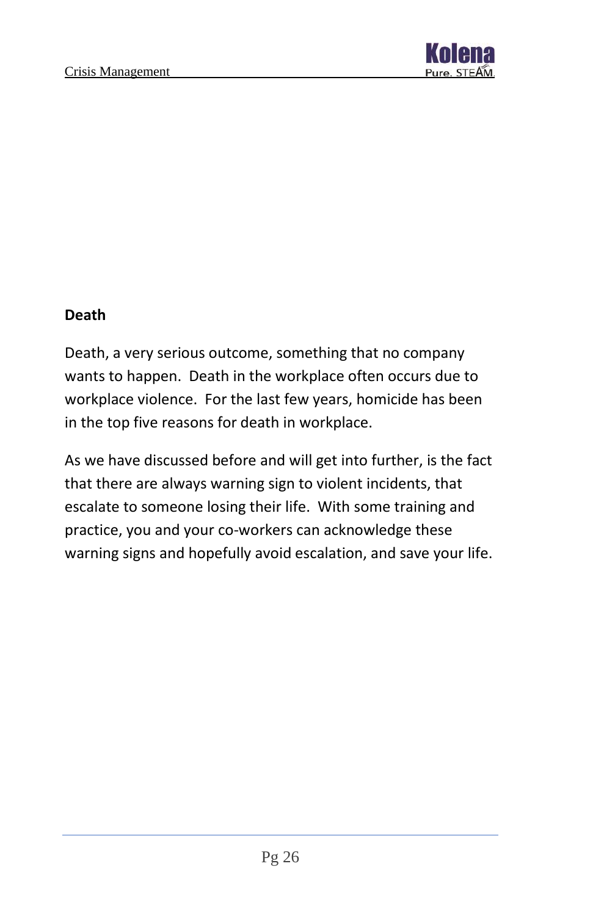## Death

Death, a very serious outcome, something that no company wants to happen. Death in the workplace often occurs due to workplace violence. For the last few years, homicide has been in the top five reasons for death in workplace.

As we have discussed before and will get into further, is the fact that there are always warning sign to violent incidents, that escalate to someone losing their life. With some training and practice, you and your co-workers can acknowledge these warning signs and hopefully avoid escalation, and save your life.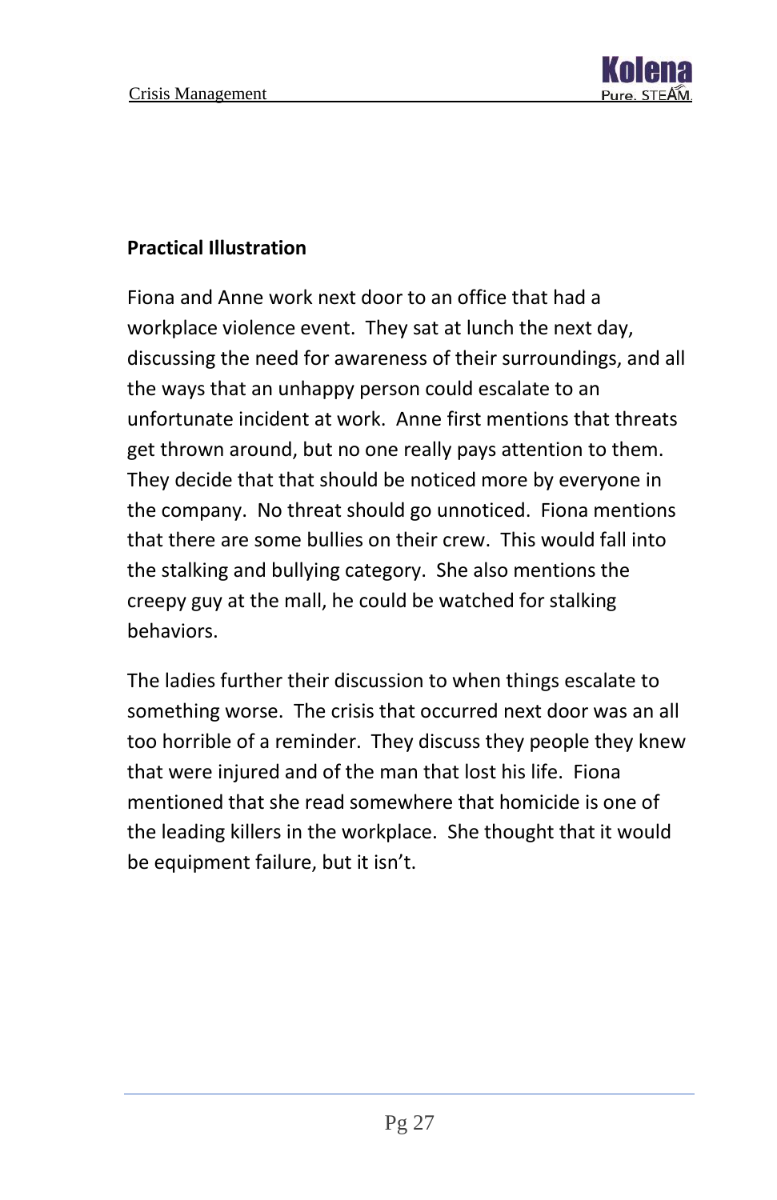**Practical Illustration**

Fiona and Anne work next door to an office that had a workplace violence event. They sat at lunch the next day, discussing the need for awareness of their surroundings, and all the ways that an unhappy person could escalate to an unfortunate incident at work. Anne first mentions that threats get thrown around, but no one really pays attention to them. They decide that that should be noticed more by everyone in the company. No threat should go unnoticed. Fiona mentions that there are some bullies on their crew. This would fall into the stalking and bullying category. She also mentions the creepy guy at the mall, he could be watched for stalking behaviors.

The ladies further their discussion to when things escalate to something worse. The crisis that occurred next door was an all too horrible of a reminder. They discuss they people they knew that were injured and of the man that lost his life. Fiona mentioned that she read somewhere that homicide is one of the leading killers in the workplace. She thought that it would be equipment failure, but it isn't.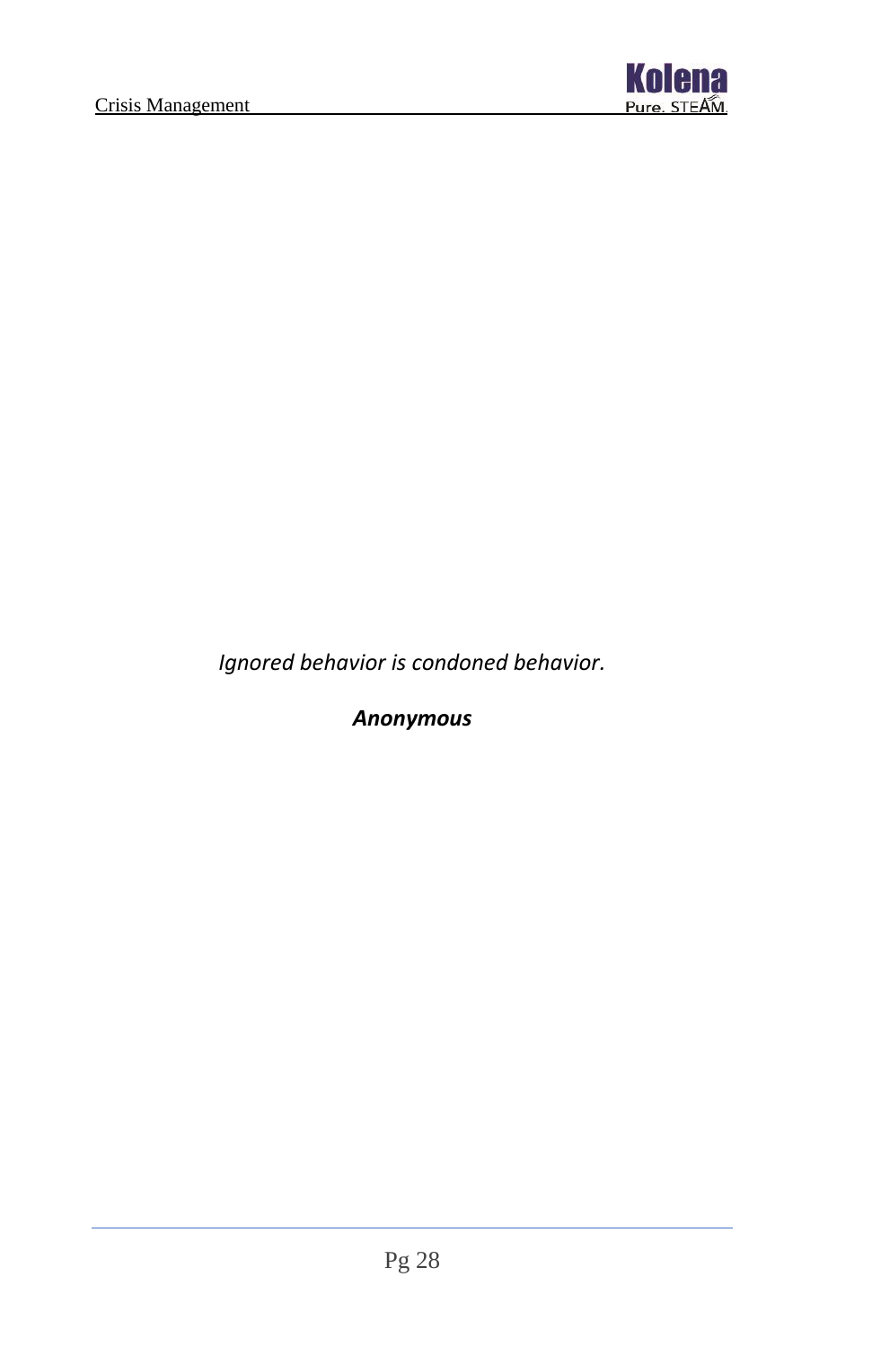*Ignored behavior is condoned behavior.*

***Anonymous***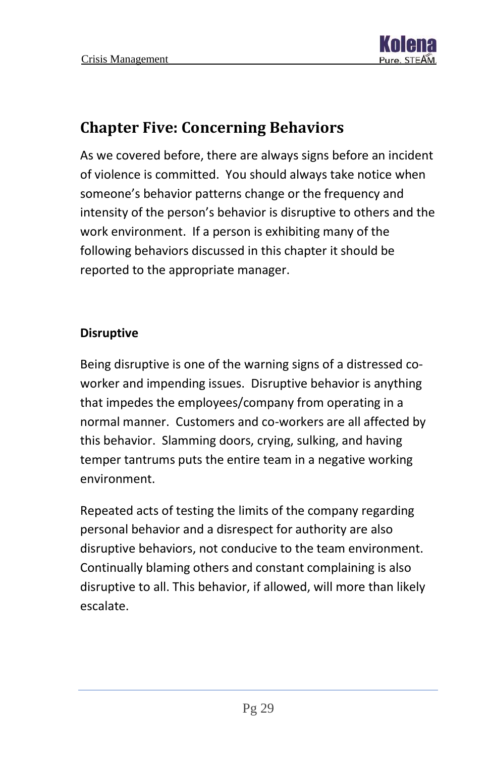## Chapter Five: Concerning Behaviors

As we covered before, there are always signs before an incident of violence is committed. You should always take notice when someone's behavior patterns change or the frequency and intensity of the person's behavior is disruptive to others and the work environment. If a person is exhibiting many of the following behaviors discussed in this chapter it should be reported to the appropriate manager.

### Disruptive

Being disruptive is one of the warning signs of a distressed co-worker and impending issues. Disruptive behavior is anything that impedes the employees/company from operating in a normal manner. Customers and co-workers are all affected by this behavior. Slamming doors, crying, sulking, and having temper tantrums puts the entire team in a negative working environment.

Repeated acts of testing the limits of the company regarding personal behavior and a disrespect for authority are also disruptive behaviors, not conducive to the team environment. Continually blaming others and constant complaining is also disruptive to all. This behavior, if allowed, will more than likely escalate.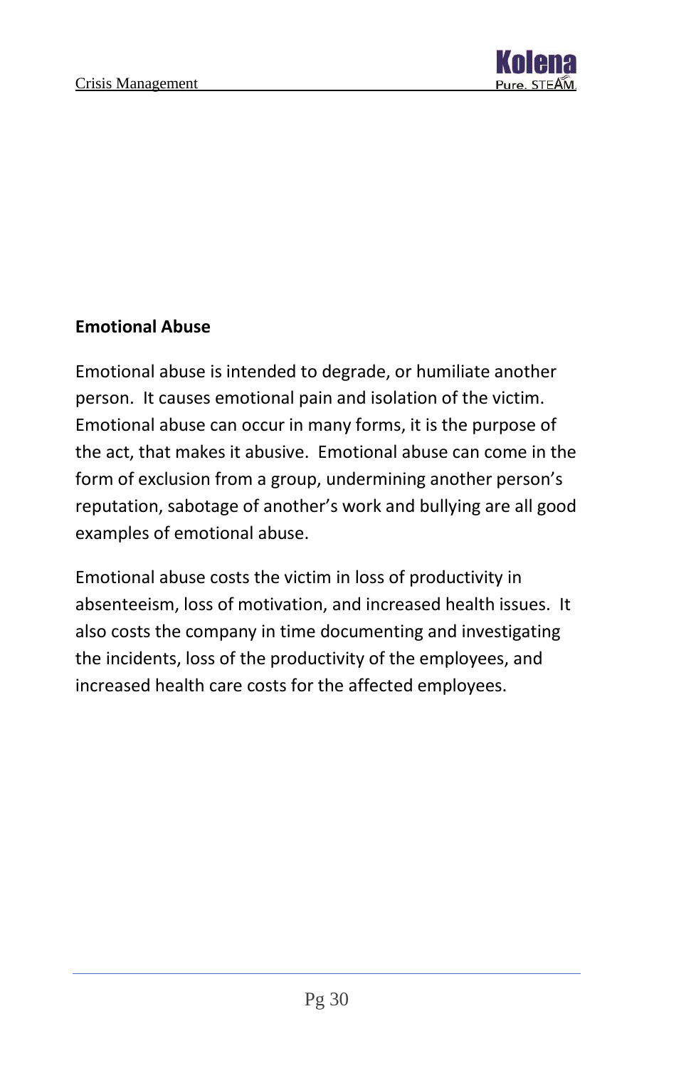## Emotional Abuse

Emotional abuse is intended to degrade, or humiliate another person. It causes emotional pain and isolation of the victim. Emotional abuse can occur in many forms, it is the purpose of the act, that makes it abusive. Emotional abuse can come in the form of exclusion from a group, undermining another person's reputation, sabotage of another's work and bullying are all good examples of emotional abuse.

Emotional abuse costs the victim in loss of productivity in absenteeism, loss of motivation, and increased health issues. It also costs the company in time documenting and investigating the incidents, loss of the productivity of the employees, and increased health care costs for the affected employees.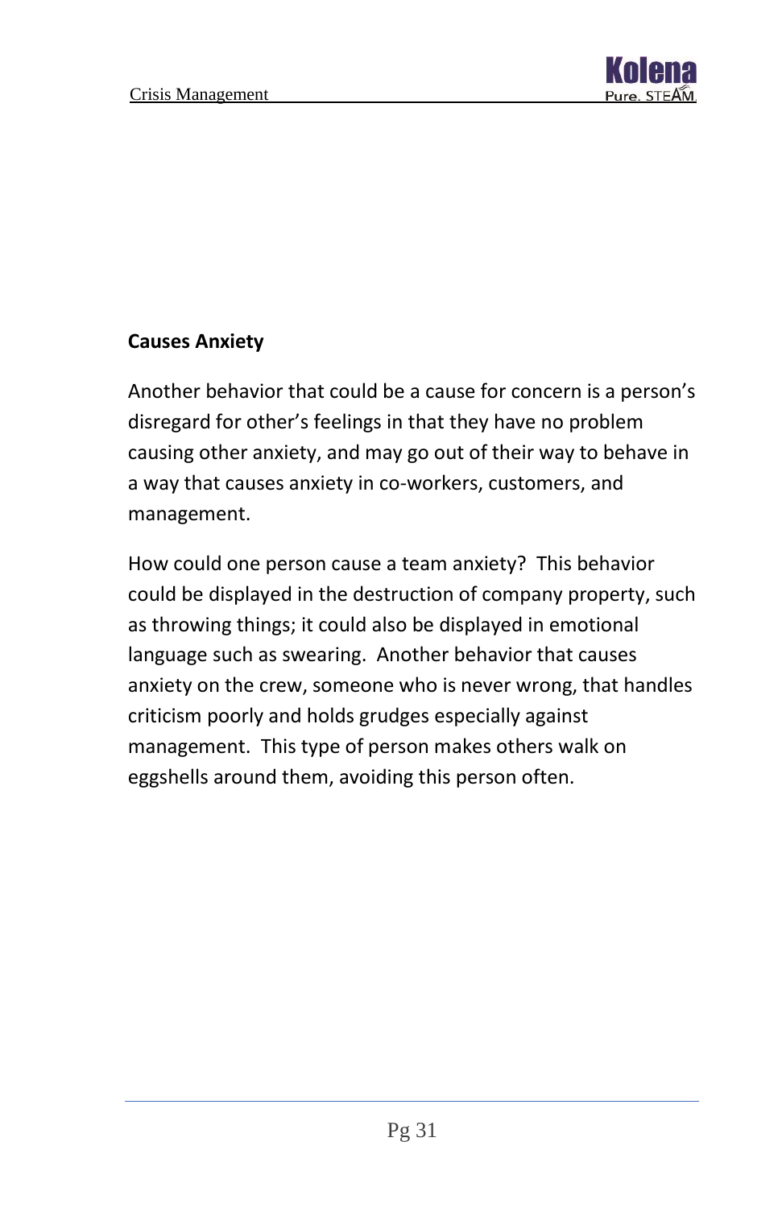**Causes Anxiety**

Another behavior that could be a cause for concern is a person's disregard for other's feelings in that they have no problem causing other anxiety, and may go out of their way to behave in a way that causes anxiety in co-workers, customers, and management.

How could one person cause a team anxiety? This behavior could be displayed in the destruction of company property, such as throwing things; it could also be displayed in emotional language such as swearing. Another behavior that causes anxiety on the crew, someone who is never wrong, that handles criticism poorly and holds grudges especially against management. This type of person makes others walk on eggshells around them, avoiding this person often.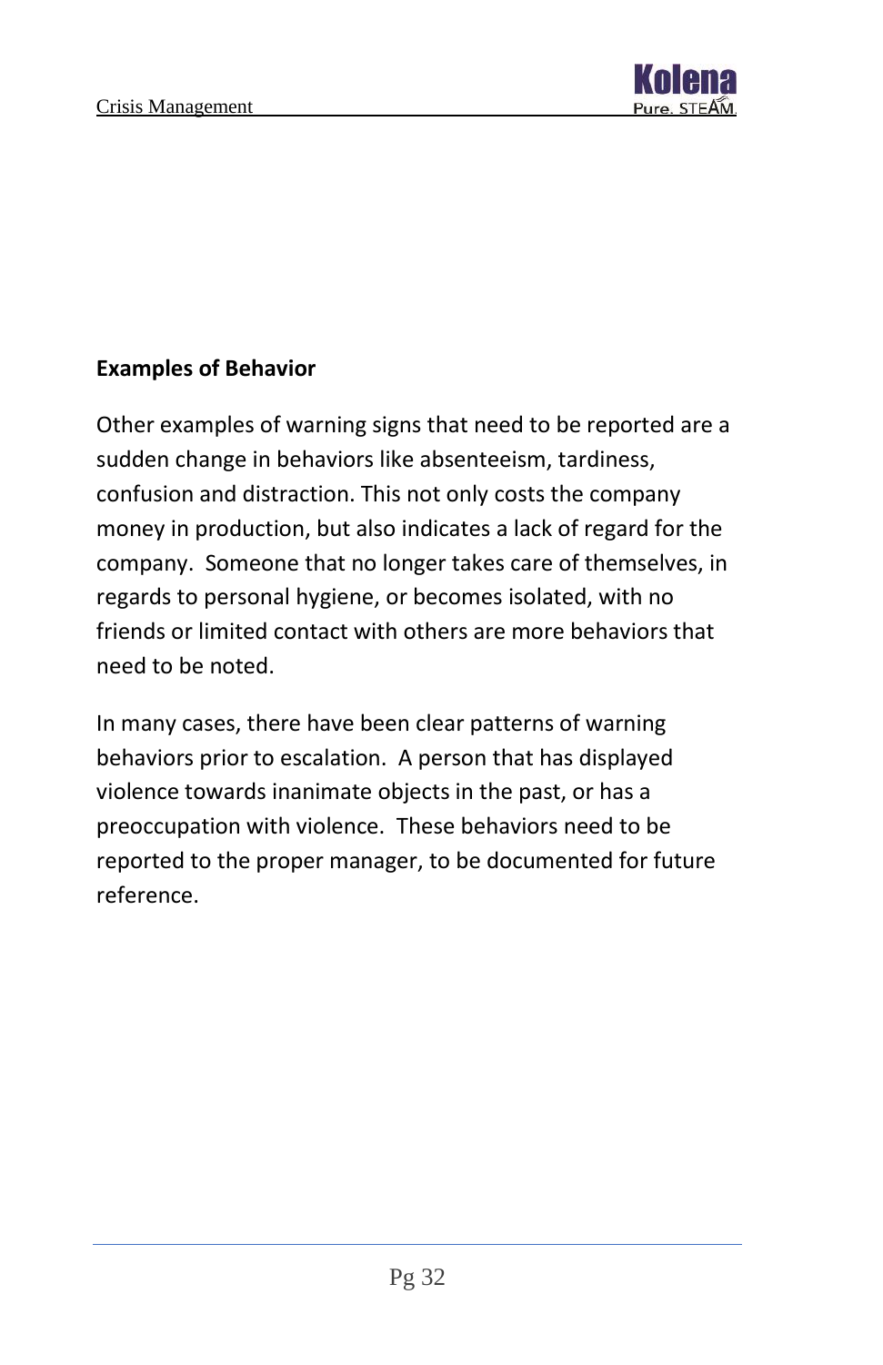**Examples of Behavior**

Other examples of warning signs that need to be reported are a sudden change in behaviors like absenteeism, tardiness, confusion and distraction. This not only costs the company money in production, but also indicates a lack of regard for the company. Someone that no longer takes care of themselves, in regards to personal hygiene, or becomes isolated, with no friends or limited contact with others are more behaviors that need to be noted.

In many cases, there have been clear patterns of warning behaviors prior to escalation. A person that has displayed violence towards inanimate objects in the past, or has a preoccupation with violence. These behaviors need to be reported to the proper manager, to be documented for future reference.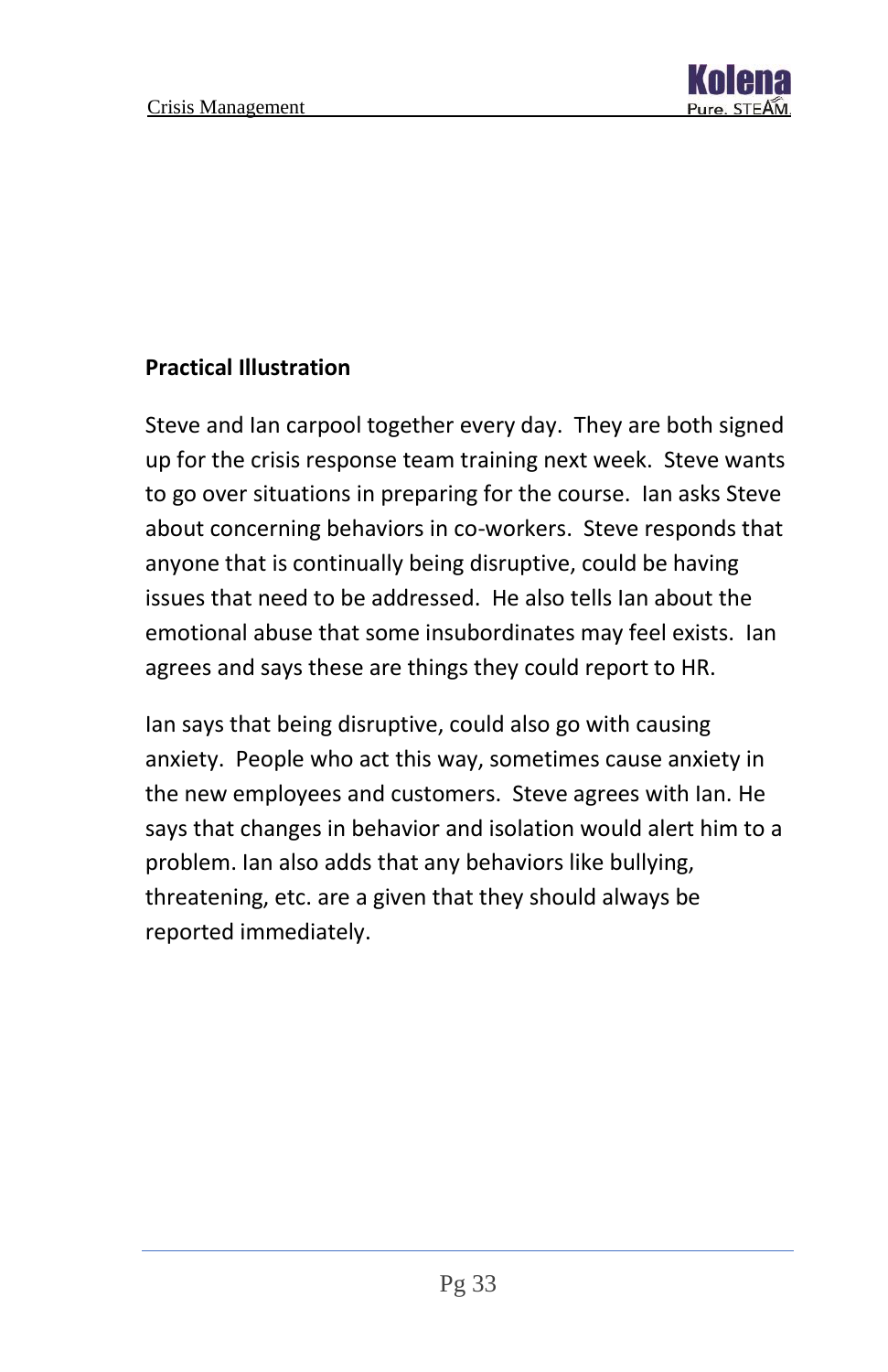## Practical Illustration

Steve and Ian carpool together every day. They are both signed up for the crisis response team training next week. Steve wants to go over situations in preparing for the course. Ian asks Steve about concerning behaviors in co-workers. Steve responds that anyone that is continually being disruptive, could be having issues that need to be addressed. He also tells Ian about the emotional abuse that some insubordinates may feel exists. Ian agrees and says these are things they could report to HR.

Ian says that being disruptive, could also go with causing anxiety. People who act this way, sometimes cause anxiety in the new employees and customers. Steve agrees with Ian. He says that changes in behavior and isolation would alert him to a problem. Ian also adds that any behaviors like bullying, threatening, etc. are a given that they should always be reported immediately.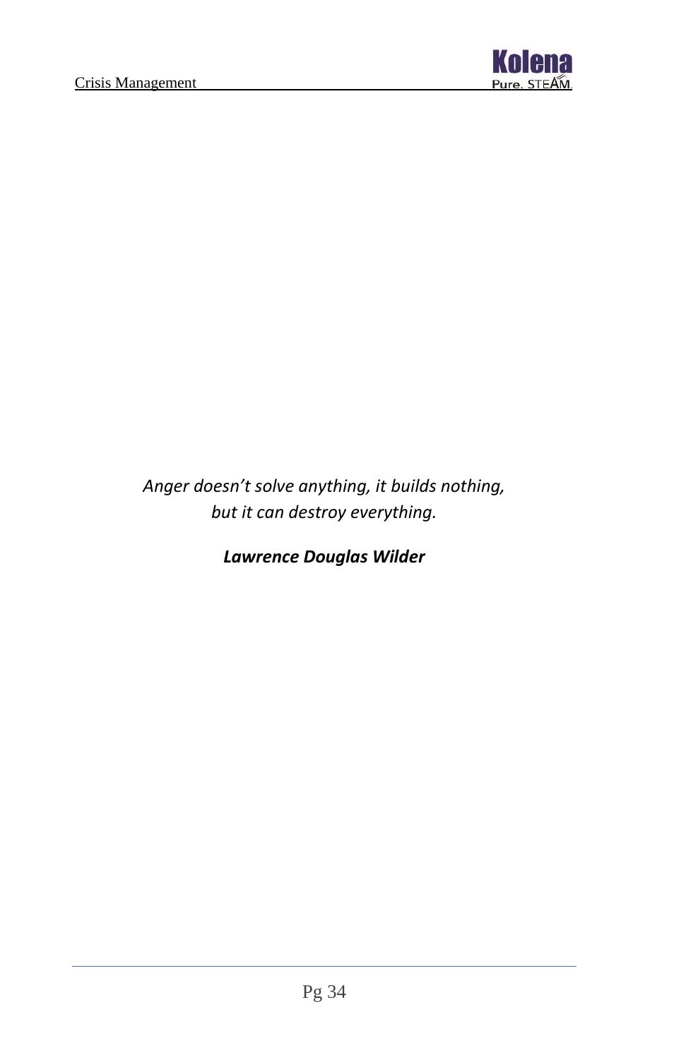*Anger doesn't solve anything, it builds nothing,*
*but it can destroy everything.*

***Lawrence Douglas Wilder***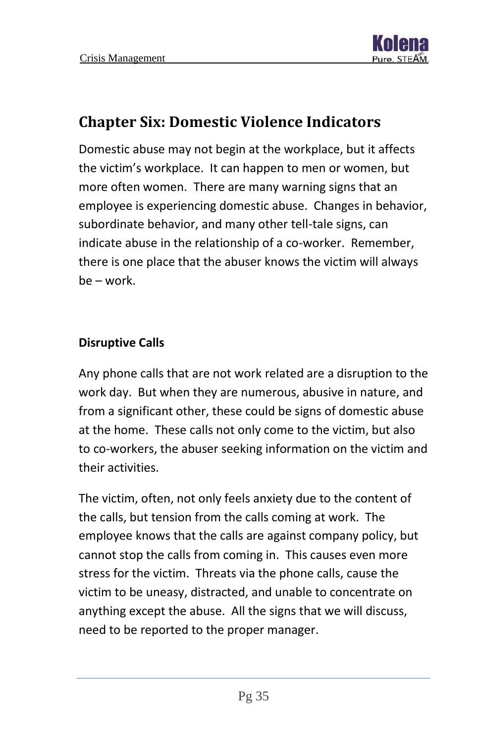# Chapter Six: Domestic Violence Indicators

Domestic abuse may not begin at the workplace, but it affects the victim's workplace. It can happen to men or women, but more often women. There are many warning signs that an employee is experiencing domestic abuse. Changes in behavior, subordinate behavior, and many other tell-tale signs, can indicate abuse in the relationship of a co-worker. Remember, there is one place that the abuser knows the victim will always be – work.

**Disruptive Calls**

Any phone calls that are not work related are a disruption to the work day. But when they are numerous, abusive in nature, and from a significant other, these could be signs of domestic abuse at the home. These calls not only come to the victim, but also to co-workers, the abuser seeking information on the victim and their activities.

The victim, often, not only feels anxiety due to the content of the calls, but tension from the calls coming at work. The employee knows that the calls are against company policy, but cannot stop the calls from coming in. This causes even more stress for the victim. Threats via the phone calls, cause the victim to be uneasy, distracted, and unable to concentrate on anything except the abuse. All the signs that we will discuss, need to be reported to the proper manager.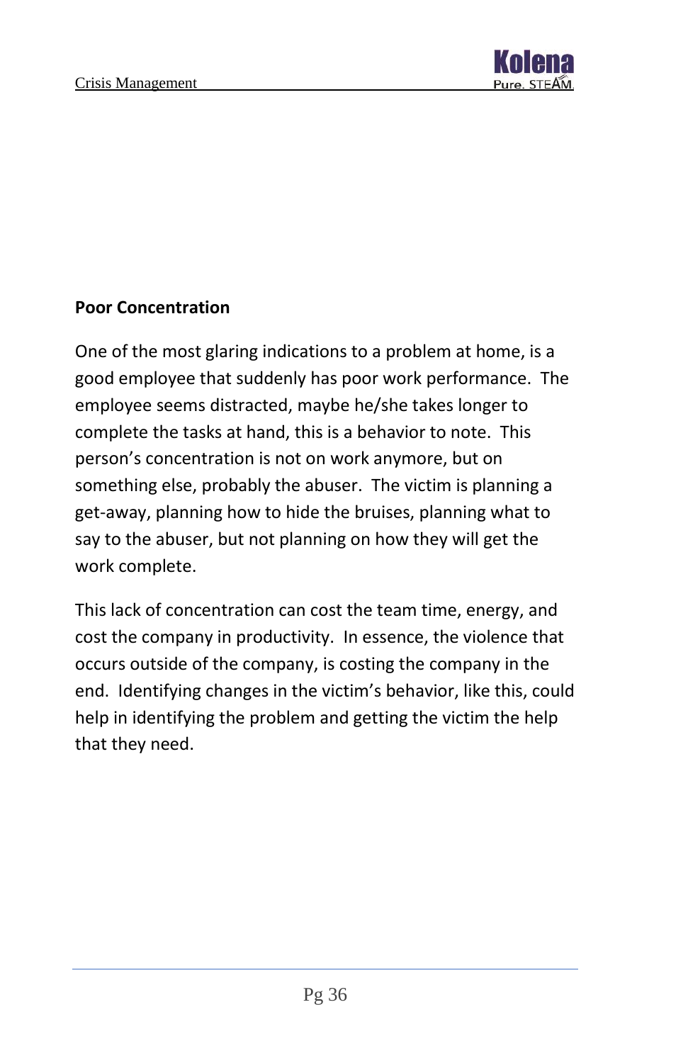**Poor Concentration**

One of the most glaring indications to a problem at home, is a good employee that suddenly has poor work performance. The employee seems distracted, maybe he/she takes longer to complete the tasks at hand, this is a behavior to note. This person's concentration is not on work anymore, but on something else, probably the abuser. The victim is planning a get-away, planning how to hide the bruises, planning what to say to the abuser, but not planning on how they will get the work complete.

This lack of concentration can cost the team time, energy, and cost the company in productivity. In essence, the violence that occurs outside of the company, is costing the company in the end. Identifying changes in the victim's behavior, like this, could help in identifying the problem and getting the victim the help that they need.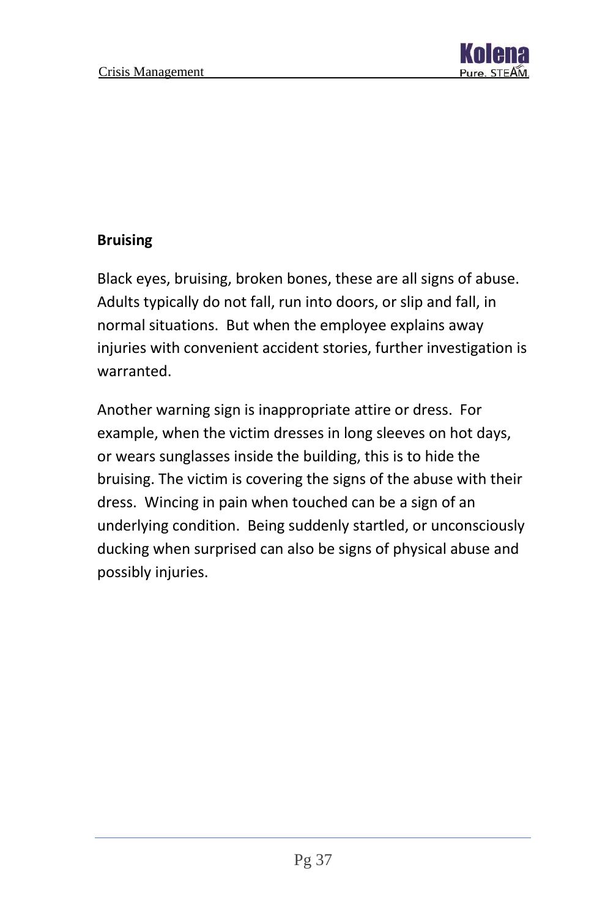**Bruising**

Black eyes, bruising, broken bones, these are all signs of abuse. Adults typically do not fall, run into doors, or slip and fall, in normal situations. But when the employee explains away injuries with convenient accident stories, further investigation is warranted.

Another warning sign is inappropriate attire or dress. For example, when the victim dresses in long sleeves on hot days, or wears sunglasses inside the building, this is to hide the bruising. The victim is covering the signs of the abuse with their dress. Wincing in pain when touched can be a sign of an underlying condition. Being suddenly startled, or unconsciously ducking when surprised can also be signs of physical abuse and possibly injuries.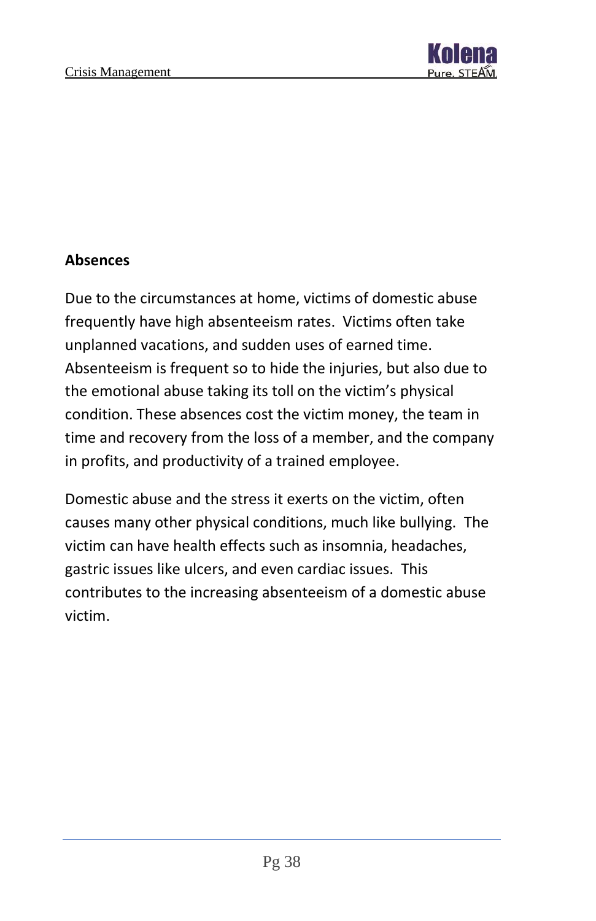**Absences**

Due to the circumstances at home, victims of domestic abuse frequently have high absenteeism rates. Victims often take unplanned vacations, and sudden uses of earned time. Absenteeism is frequent so to hide the injuries, but also due to the emotional abuse taking its toll on the victim's physical condition. These absences cost the victim money, the team in time and recovery from the loss of a member, and the company in profits, and productivity of a trained employee.

Domestic abuse and the stress it exerts on the victim, often causes many other physical conditions, much like bullying. The victim can have health effects such as insomnia, headaches, gastric issues like ulcers, and even cardiac issues. This contributes to the increasing absenteeism of a domestic abuse victim.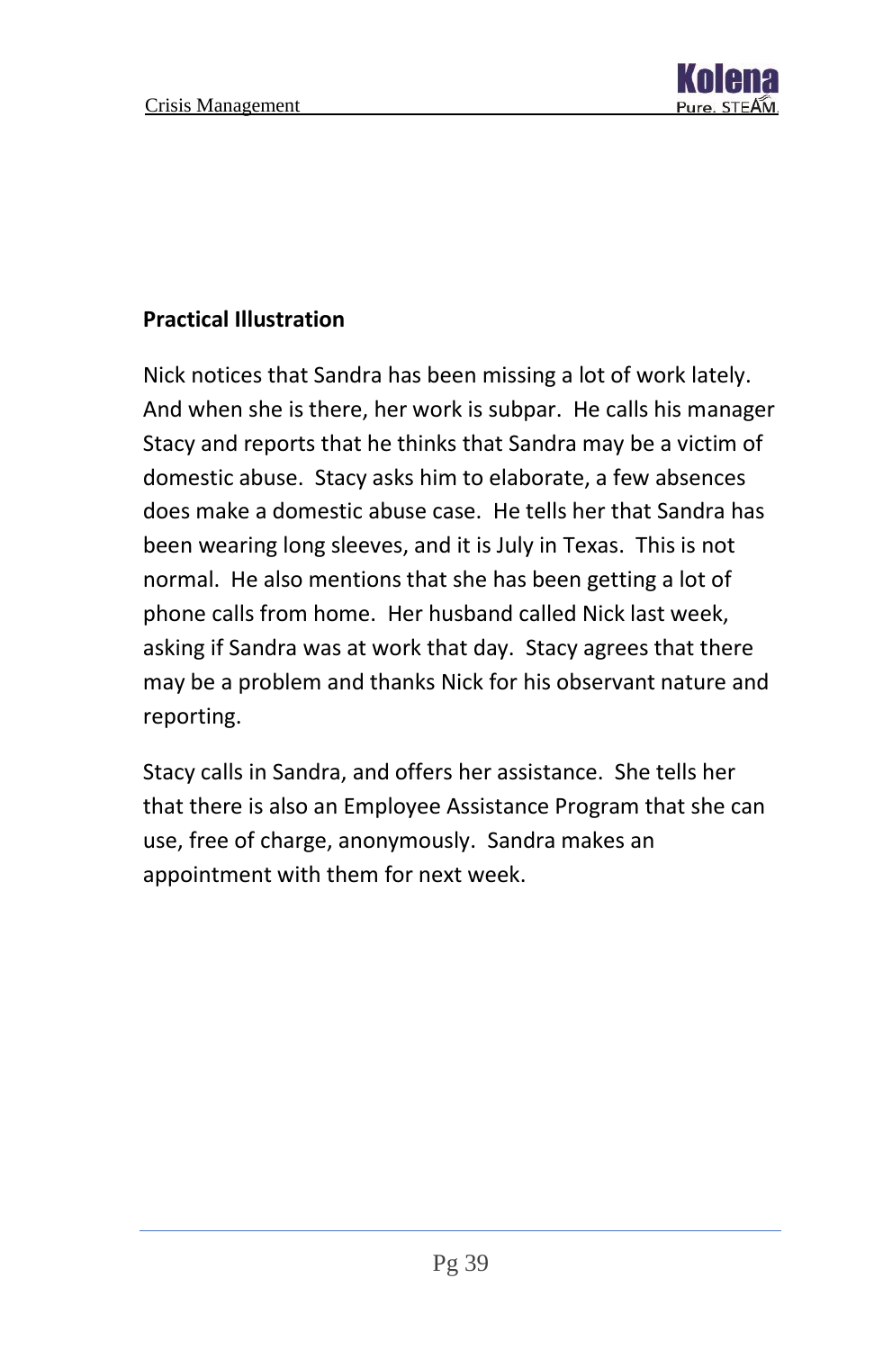**Practical Illustration**

Nick notices that Sandra has been missing a lot of work lately. And when she is there, her work is subpar. He calls his manager Stacy and reports that he thinks that Sandra may be a victim of domestic abuse. Stacy asks him to elaborate, a few absences does make a domestic abuse case. He tells her that Sandra has been wearing long sleeves, and it is July in Texas. This is not normal. He also mentions that she has been getting a lot of phone calls from home. Her husband called Nick last week, asking if Sandra was at work that day. Stacy agrees that there may be a problem and thanks Nick for his observant nature and reporting.

Stacy calls in Sandra, and offers her assistance. She tells her that there is also an Employee Assistance Program that she can use, free of charge, anonymously. Sandra makes an appointment with them for next week.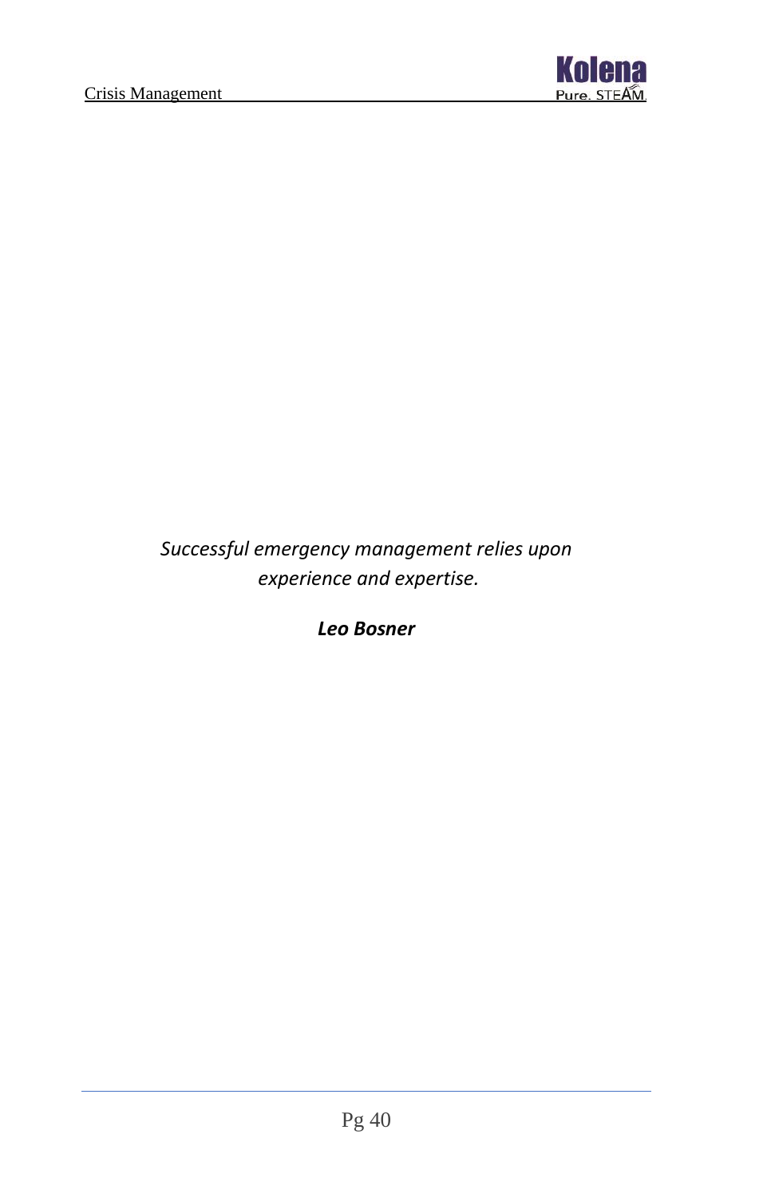*Successful emergency management relies upon experience and expertise.*

***Leo Bosner***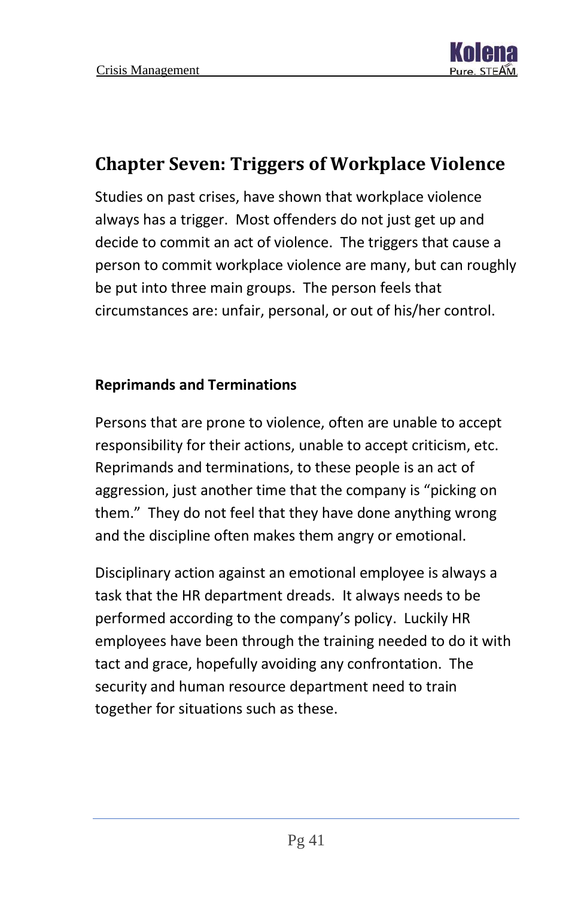## Chapter Seven: Triggers of Workplace Violence

Studies on past crises, have shown that workplace violence always has a trigger. Most offenders do not just get up and decide to commit an act of violence. The triggers that cause a person to commit workplace violence are many, but can roughly be put into three main groups. The person feels that circumstances are: unfair, personal, or out of his/her control.

### Reprimands and Terminations

Persons that are prone to violence, often are unable to accept responsibility for their actions, unable to accept criticism, etc. Reprimands and terminations, to these people is an act of aggression, just another time that the company is "picking on them." They do not feel that they have done anything wrong and the discipline often makes them angry or emotional.

Disciplinary action against an emotional employee is always a task that the HR department dreads. It always needs to be performed according to the company's policy. Luckily HR employees have been through the training needed to do it with tact and grace, hopefully avoiding any confrontation. The security and human resource department need to train together for situations such as these.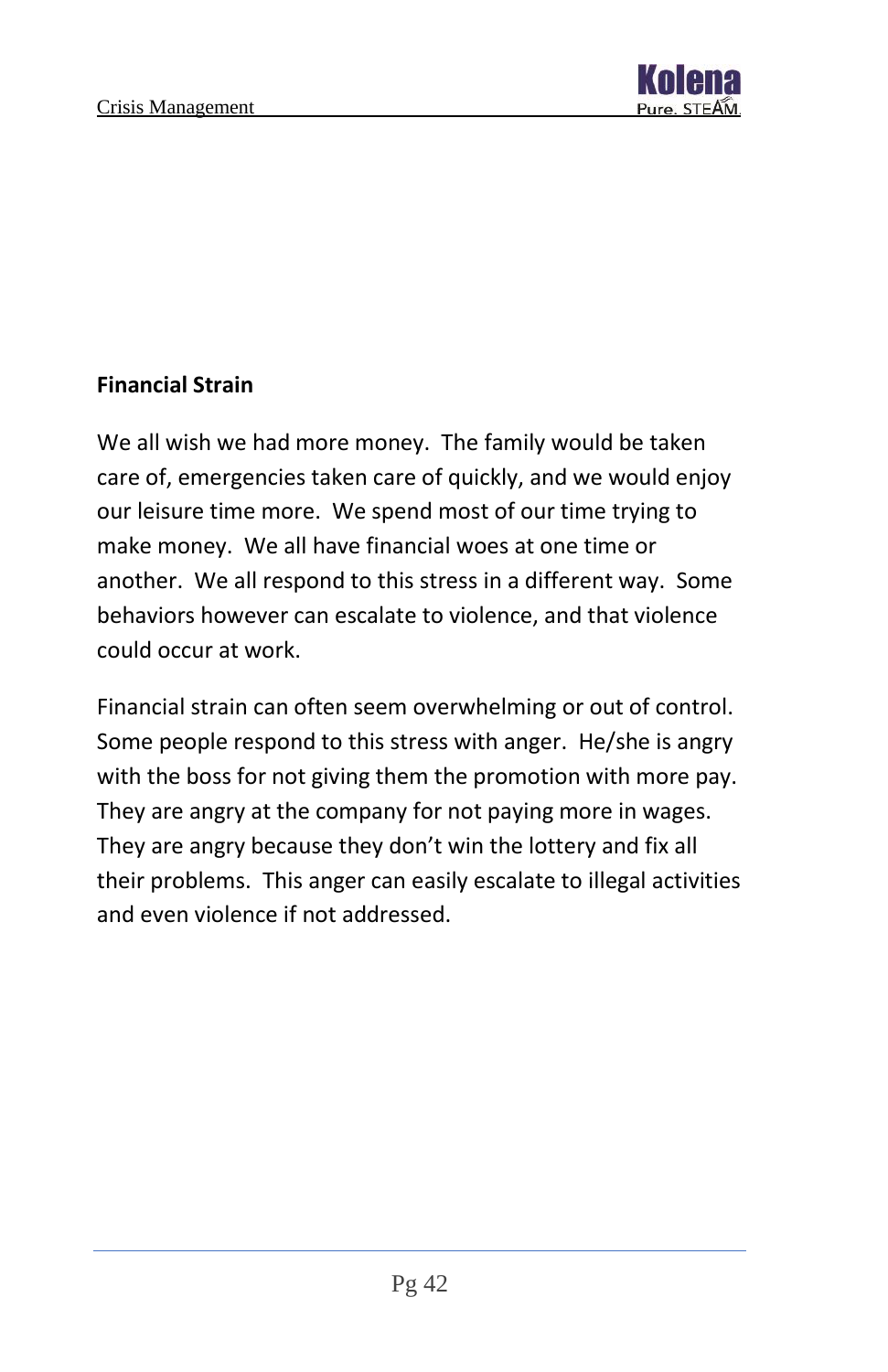**Financial Strain**

We all wish we had more money. The family would be taken care of, emergencies taken care of quickly, and we would enjoy our leisure time more. We spend most of our time trying to make money. We all have financial woes at one time or another. We all respond to this stress in a different way. Some behaviors however can escalate to violence, and that violence could occur at work.

Financial strain can often seem overwhelming or out of control. Some people respond to this stress with anger. He/she is angry with the boss for not giving them the promotion with more pay. They are angry at the company for not paying more in wages. They are angry because they don't win the lottery and fix all their problems. This anger can easily escalate to illegal activities and even violence if not addressed.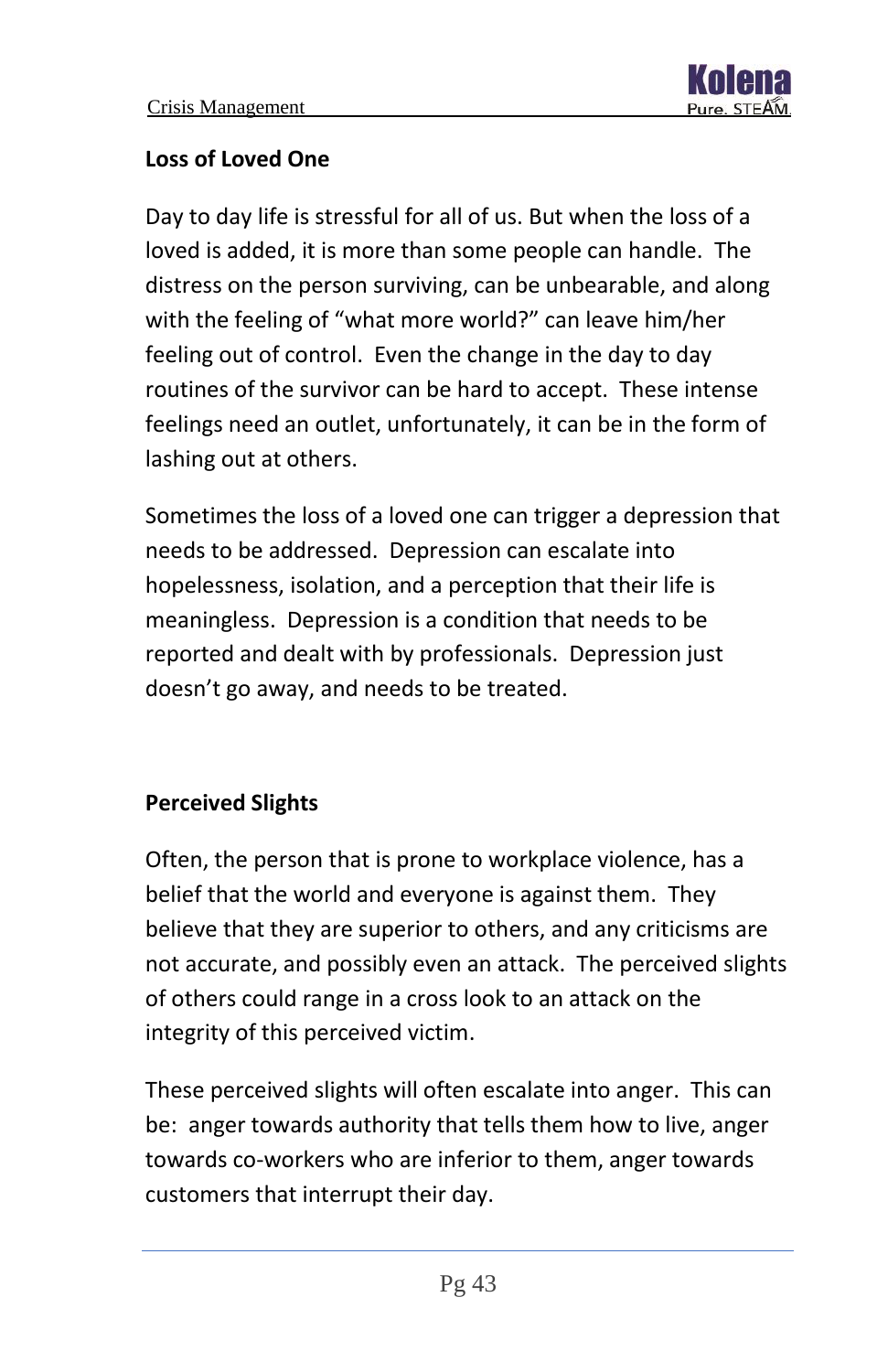**Loss of Loved One**

Day to day life is stressful for all of us. But when the loss of a loved is added, it is more than some people can handle. The distress on the person surviving, can be unbearable, and along with the feeling of "what more world?" can leave him/her feeling out of control. Even the change in the day to day routines of the survivor can be hard to accept. These intense feelings need an outlet, unfortunately, it can be in the form of lashing out at others.

Sometimes the loss of a loved one can trigger a depression that needs to be addressed. Depression can escalate into hopelessness, isolation, and a perception that their life is meaningless. Depression is a condition that needs to be reported and dealt with by professionals. Depression just doesn't go away, and needs to be treated.

**Perceived Slights**

Often, the person that is prone to workplace violence, has a belief that the world and everyone is against them. They believe that they are superior to others, and any criticisms are not accurate, and possibly even an attack. The perceived slights of others could range in a cross look to an attack on the integrity of this perceived victim.

These perceived slights will often escalate into anger. This can be: anger towards authority that tells them how to live, anger towards co-workers who are inferior to them, anger towards customers that interrupt their day.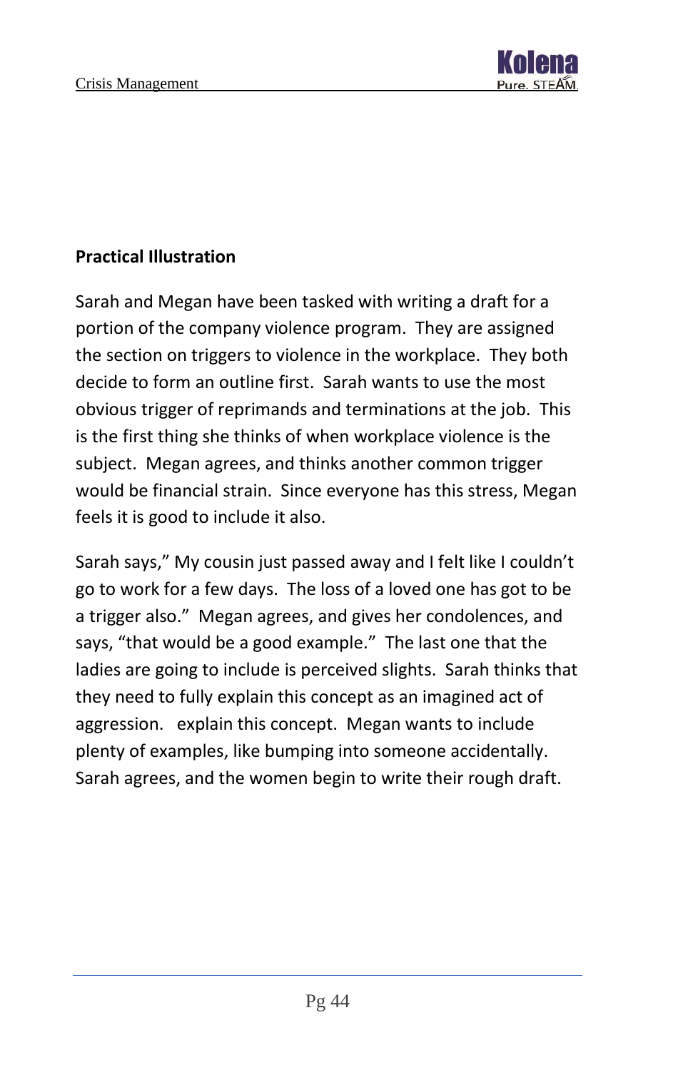**Practical Illustration**

Sarah and Megan have been tasked with writing a draft for a portion of the company violence program. They are assigned the section on triggers to violence in the workplace. They both decide to form an outline first. Sarah wants to use the most obvious trigger of reprimands and terminations at the job. This is the first thing she thinks of when workplace violence is the subject. Megan agrees, and thinks another common trigger would be financial strain. Since everyone has this stress, Megan feels it is good to include it also.

Sarah says," My cousin just passed away and I felt like I couldn't go to work for a few days. The loss of a loved one has got to be a trigger also." Megan agrees, and gives her condolences, and says, "that would be a good example." The last one that the ladies are going to include is perceived slights. Sarah thinks that they need to fully explain this concept as an imagined act of aggression. explain this concept. Megan wants to include plenty of examples, like bumping into someone accidentally. Sarah agrees, and the women begin to write their rough draft.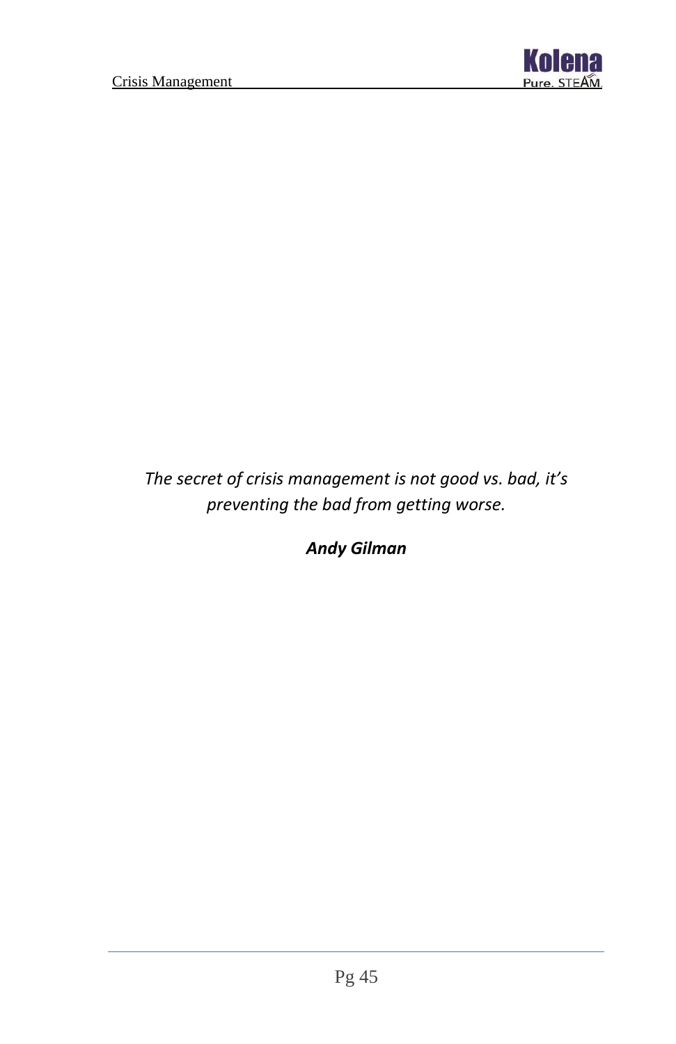*The secret of crisis management is not good vs. bad, it's preventing the bad from getting worse.*

***Andy Gilman***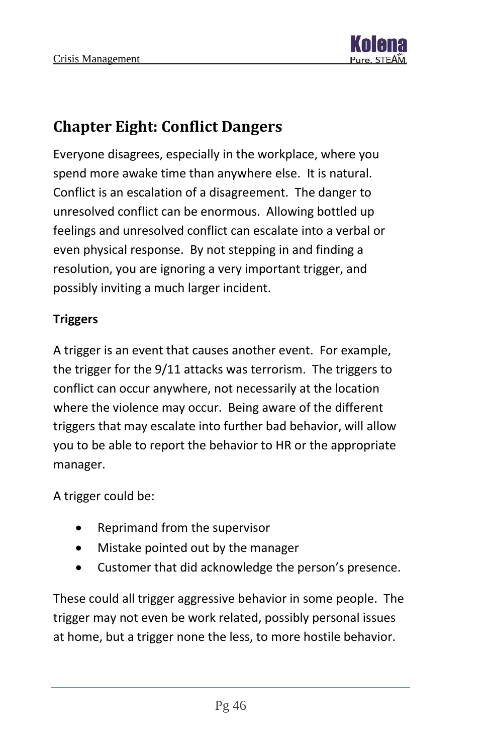## Chapter Eight: Conflict Dangers

Everyone disagrees, especially in the workplace, where you spend more awake time than anywhere else. It is natural. Conflict is an escalation of a disagreement. The danger to unresolved conflict can be enormous. Allowing bottled up feelings and unresolved conflict can escalate into a verbal or even physical response. By not stepping in and finding a resolution, you are ignoring a very important trigger, and possibly inviting a much larger incident.

**Triggers**

A trigger is an event that causes another event. For example, the trigger for the 9/11 attacks was terrorism. The triggers to conflict can occur anywhere, not necessarily at the location where the violence may occur. Being aware of the different triggers that may escalate into further bad behavior, will allow you to be able to report the behavior to HR or the appropriate manager.

A trigger could be:

- Reprimand from the supervisor
- Mistake pointed out by the manager
- Customer that did acknowledge the person's presence.

These could all trigger aggressive behavior in some people. The trigger may not even be work related, possibly personal issues at home, but a trigger none the less, to more hostile behavior.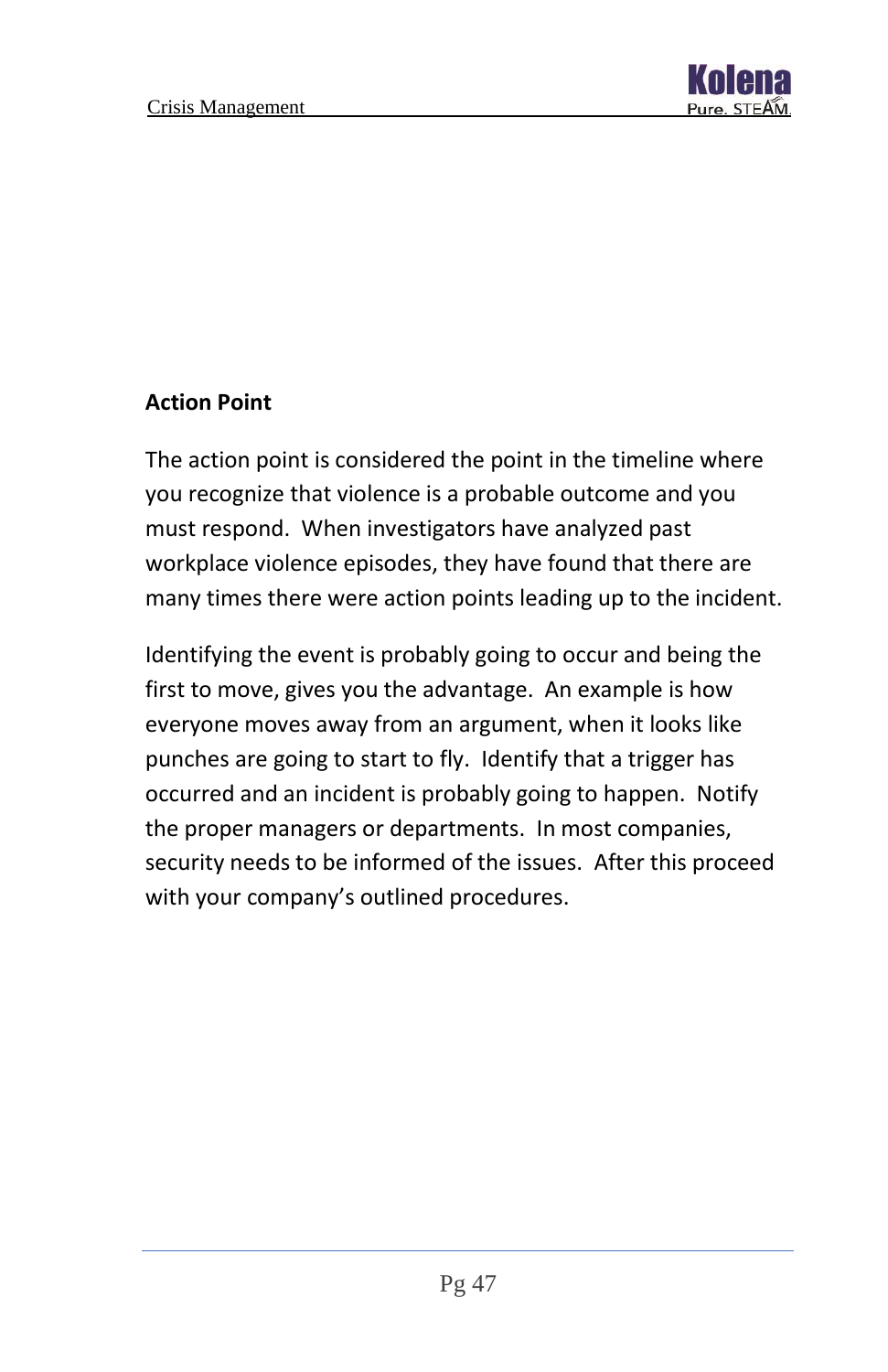**Action Point**

The action point is considered the point in the timeline where you recognize that violence is a probable outcome and you must respond.  When investigators have analyzed past workplace violence episodes, they have found that there are many times there were action points leading up to the incident.

Identifying the event is probably going to occur and being the first to move, gives you the advantage.  An example is how everyone moves away from an argument, when it looks like punches are going to start to fly.  Identify that a trigger has occurred and an incident is probably going to happen.  Notify the proper managers or departments.  In most companies, security needs to be informed of the issues.  After this proceed with your company's outlined procedures.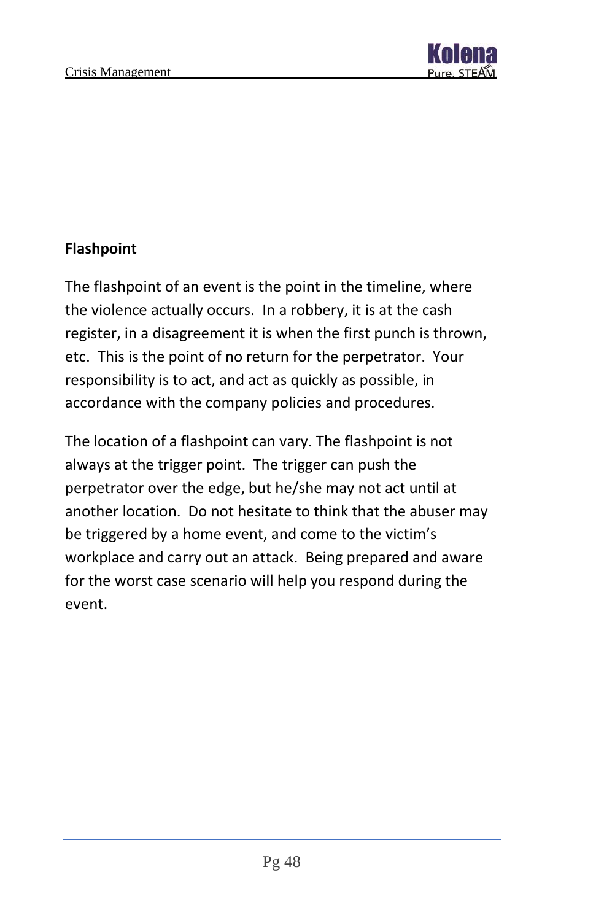## Flashpoint

The flashpoint of an event is the point in the timeline, where the violence actually occurs. In a robbery, it is at the cash register, in a disagreement it is when the first punch is thrown, etc. This is the point of no return for the perpetrator. Your responsibility is to act, and act as quickly as possible, in accordance with the company policies and procedures.

The location of a flashpoint can vary. The flashpoint is not always at the trigger point. The trigger can push the perpetrator over the edge, but he/she may not act until at another location. Do not hesitate to think that the abuser may be triggered by a home event, and come to the victim's workplace and carry out an attack. Being prepared and aware for the worst case scenario will help you respond during the event.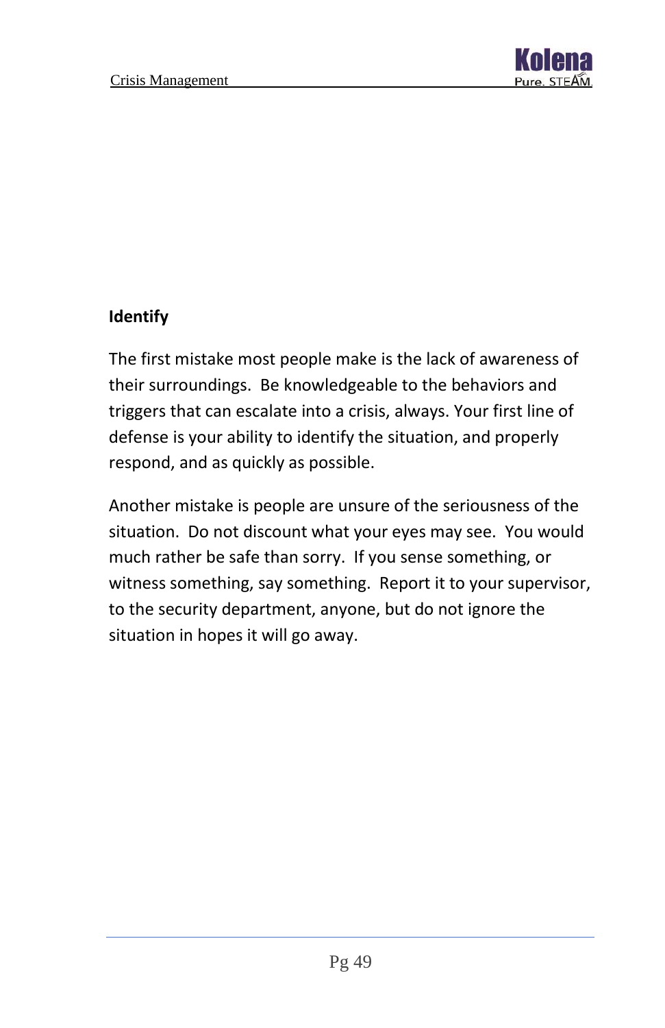## Identify

The first mistake most people make is the lack of awareness of their surroundings. Be knowledgeable to the behaviors and triggers that can escalate into a crisis, always. Your first line of defense is your ability to identify the situation, and properly respond, and as quickly as possible.

Another mistake is people are unsure of the seriousness of the situation. Do not discount what your eyes may see. You would much rather be safe than sorry. If you sense something, or witness something, say something. Report it to your supervisor, to the security department, anyone, but do not ignore the situation in hopes it will go away.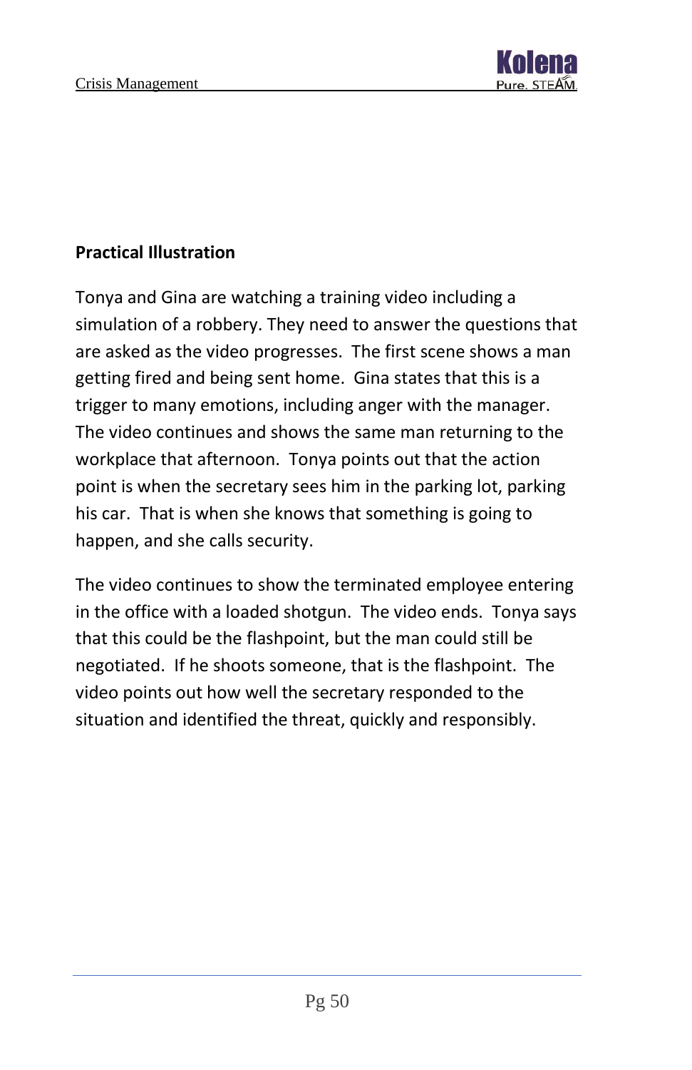**Practical Illustration**

Tonya and Gina are watching a training video including a simulation of a robbery. They need to answer the questions that are asked as the video progresses.  The first scene shows a man getting fired and being sent home.  Gina states that this is a trigger to many emotions, including anger with the manager.  The video continues and shows the same man returning to the workplace that afternoon.  Tonya points out that the action point is when the secretary sees him in the parking lot, parking his car.  That is when she knows that something is going to happen, and she calls security.

The video continues to show the terminated employee entering in the office with a loaded shotgun.  The video ends.  Tonya says that this could be the flashpoint, but the man could still be negotiated.  If he shoots someone, that is the flashpoint.  The video points out how well the secretary responded to the situation and identified the threat, quickly and responsibly.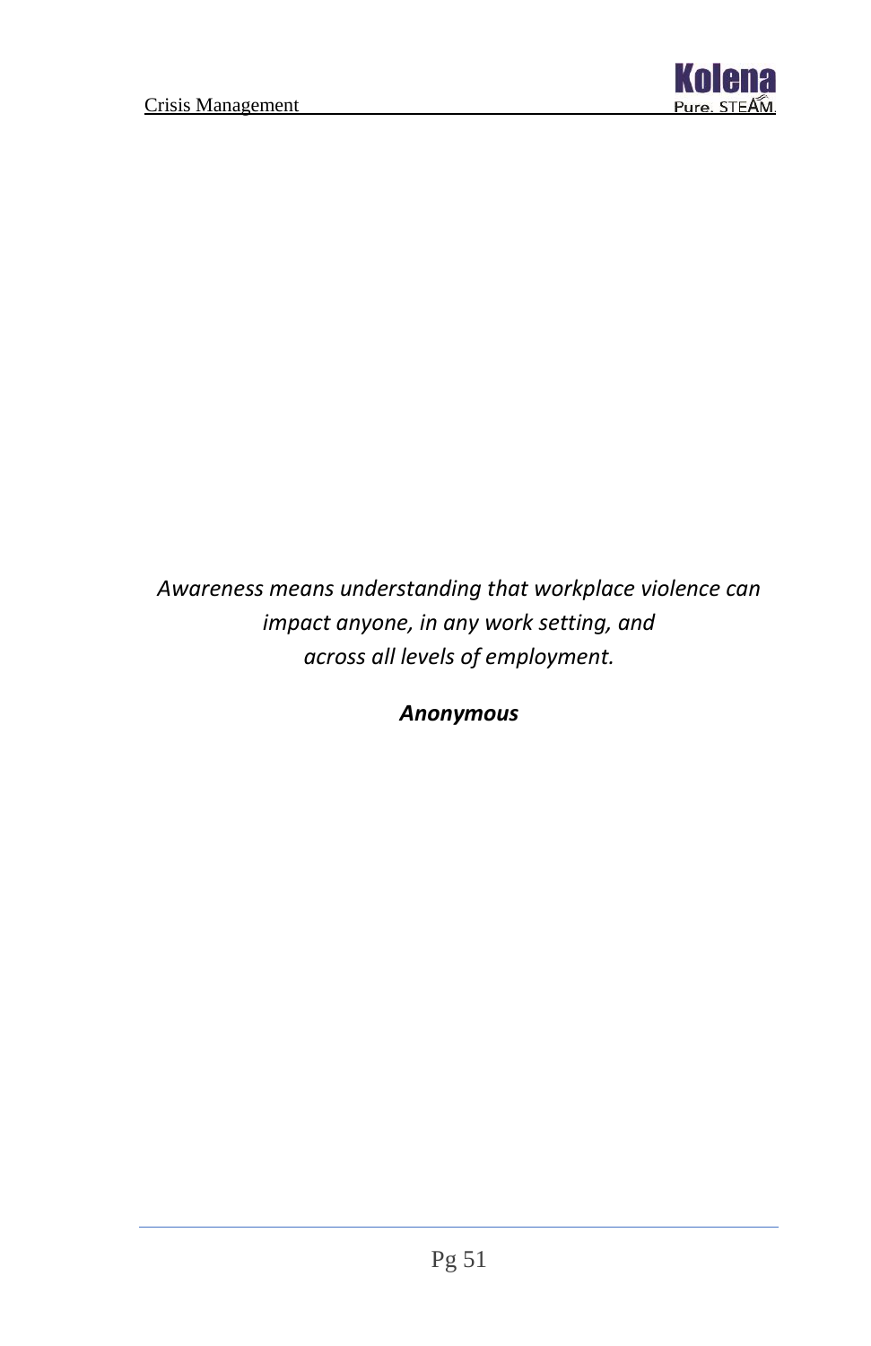*Awareness means understanding that workplace violence can impact anyone, in any work setting, and across all levels of employment.*

***Anonymous***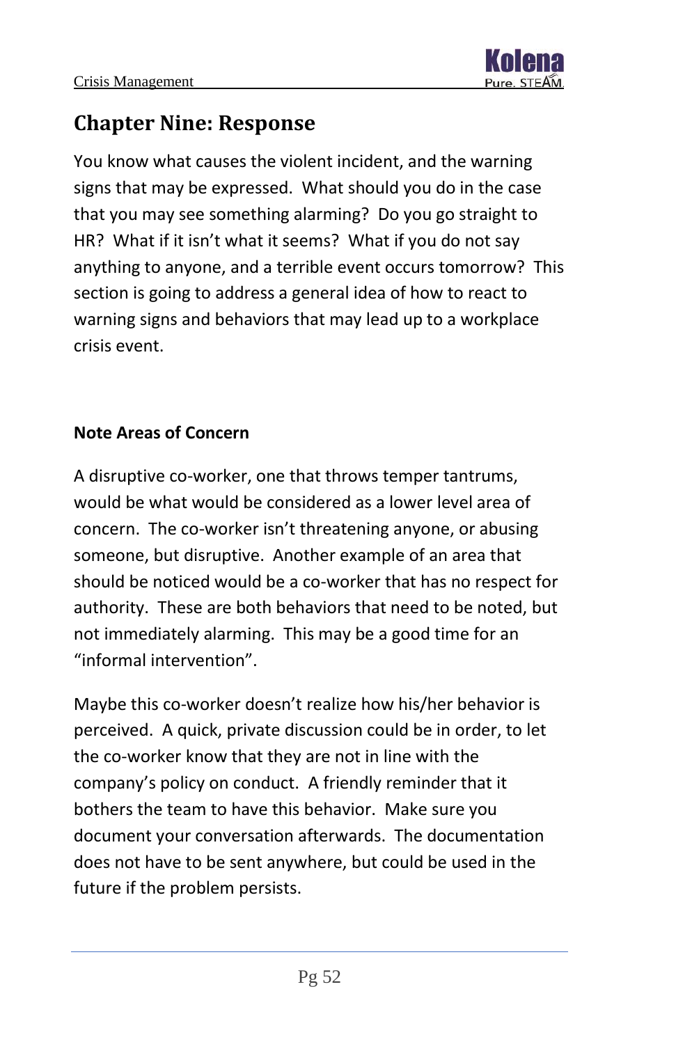## Chapter Nine: Response

You know what causes the violent incident, and the warning signs that may be expressed. What should you do in the case that you may see something alarming? Do you go straight to HR? What if it isn't what it seems? What if you do not say anything to anyone, and a terrible event occurs tomorrow? This section is going to address a general idea of how to react to warning signs and behaviors that may lead up to a workplace crisis event.

### Note Areas of Concern

A disruptive co-worker, one that throws temper tantrums, would be what would be considered as a lower level area of concern. The co-worker isn't threatening anyone, or abusing someone, but disruptive. Another example of an area that should be noticed would be a co-worker that has no respect for authority. These are both behaviors that need to be noted, but not immediately alarming. This may be a good time for an "informal intervention".

Maybe this co-worker doesn't realize how his/her behavior is perceived. A quick, private discussion could be in order, to let the co-worker know that they are not in line with the company's policy on conduct. A friendly reminder that it bothers the team to have this behavior. Make sure you document your conversation afterwards. The documentation does not have to be sent anywhere, but could be used in the future if the problem persists.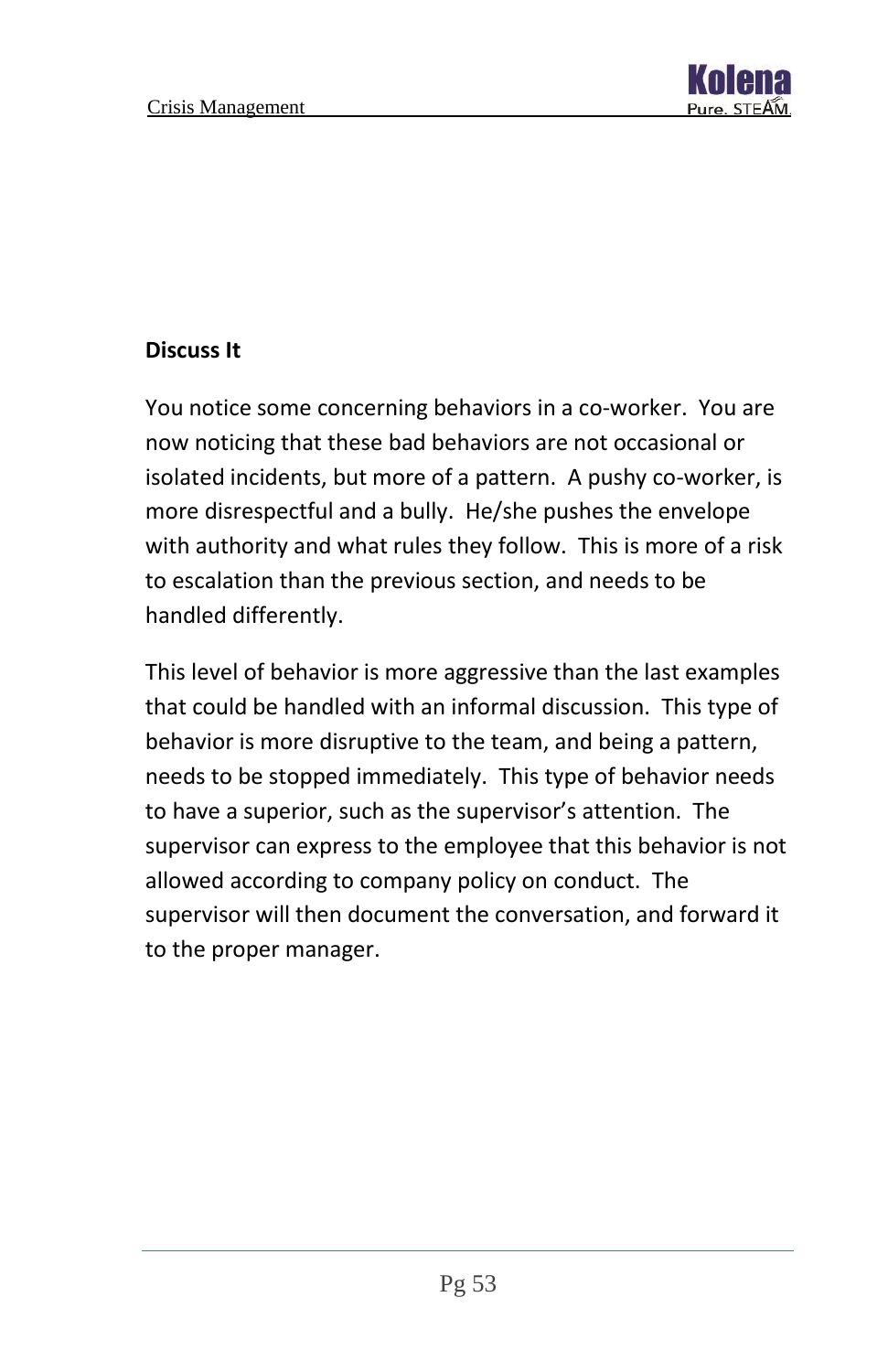**Discuss It**

You notice some concerning behaviors in a co-worker. You are now noticing that these bad behaviors are not occasional or isolated incidents, but more of a pattern. A pushy co-worker, is more disrespectful and a bully. He/she pushes the envelope with authority and what rules they follow. This is more of a risk to escalation than the previous section, and needs to be handled differently.

This level of behavior is more aggressive than the last examples that could be handled with an informal discussion. This type of behavior is more disruptive to the team, and being a pattern, needs to be stopped immediately. This type of behavior needs to have a superior, such as the supervisor's attention. The supervisor can express to the employee that this behavior is not allowed according to company policy on conduct. The supervisor will then document the conversation, and forward it to the proper manager.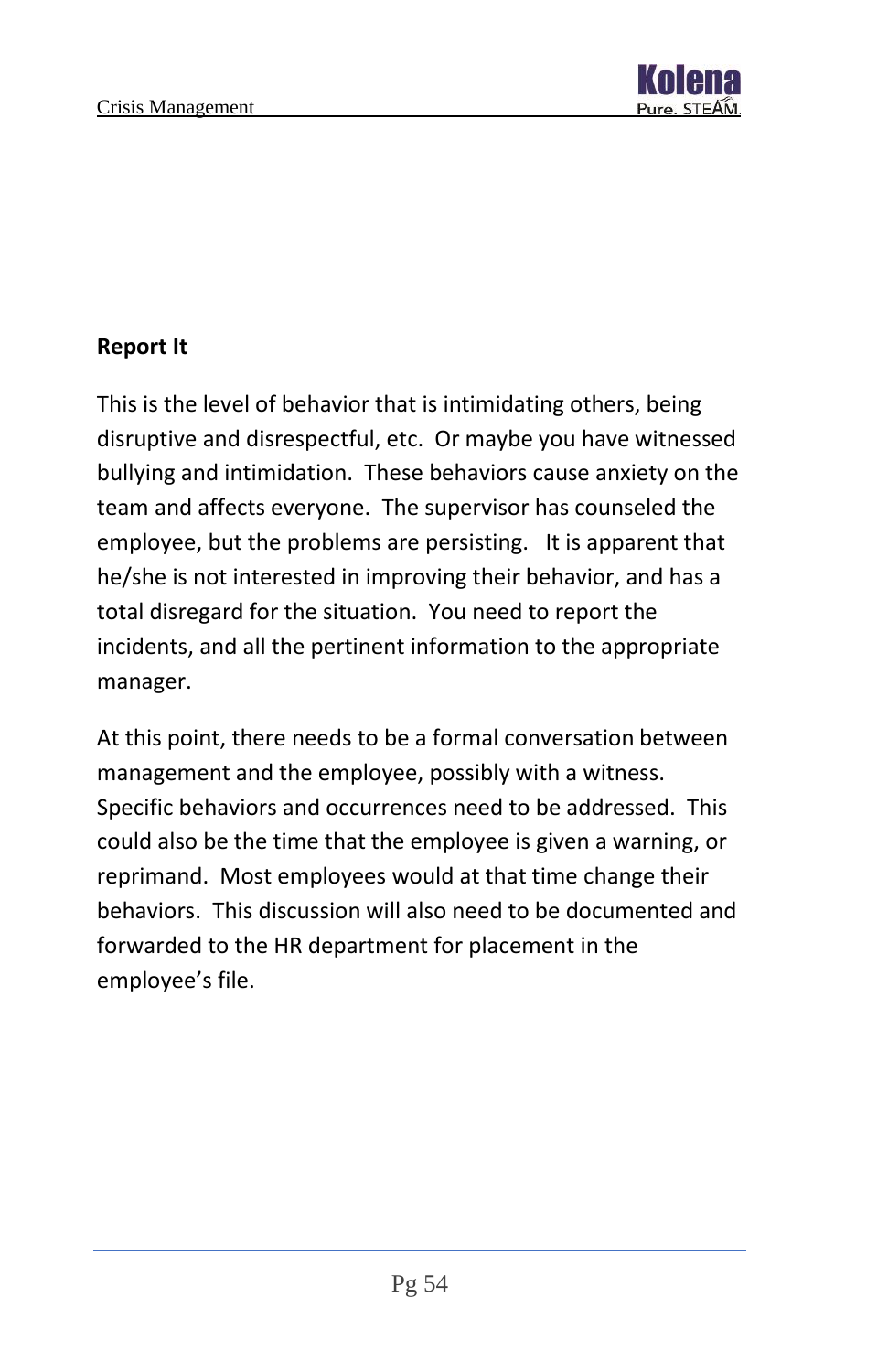**Report It**

This is the level of behavior that is intimidating others, being disruptive and disrespectful, etc. Or maybe you have witnessed bullying and intimidation. These behaviors cause anxiety on the team and affects everyone. The supervisor has counseled the employee, but the problems are persisting. It is apparent that he/she is not interested in improving their behavior, and has a total disregard for the situation. You need to report the incidents, and all the pertinent information to the appropriate manager.

At this point, there needs to be a formal conversation between management and the employee, possibly with a witness. Specific behaviors and occurrences need to be addressed. This could also be the time that the employee is given a warning, or reprimand. Most employees would at that time change their behaviors. This discussion will also need to be documented and forwarded to the HR department for placement in the employee's file.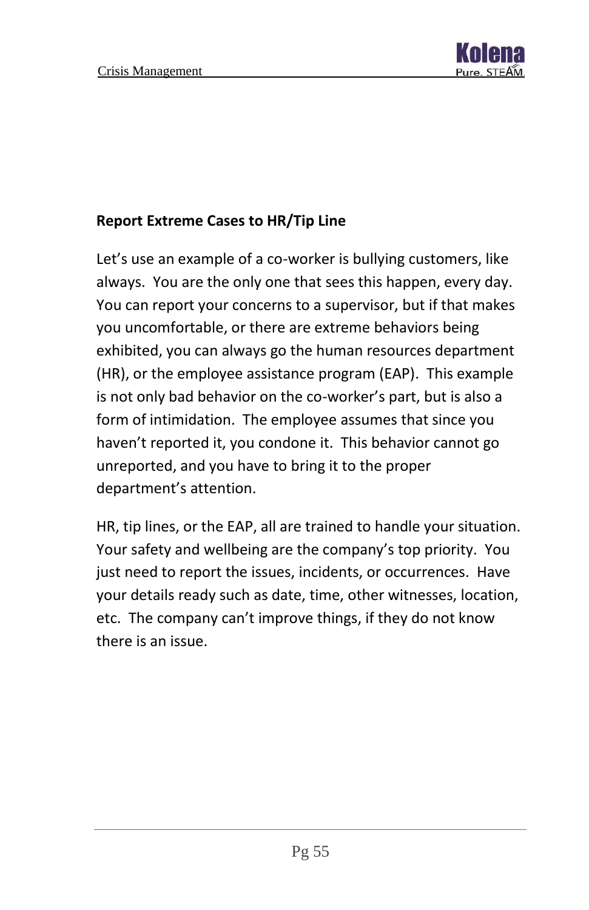**Report Extreme Cases to HR/Tip Line**

Let's use an example of a co-worker is bullying customers, like always. You are the only one that sees this happen, every day. You can report your concerns to a supervisor, but if that makes you uncomfortable, or there are extreme behaviors being exhibited, you can always go the human resources department (HR), or the employee assistance program (EAP). This example is not only bad behavior on the co-worker's part, but is also a form of intimidation. The employee assumes that since you haven't reported it, you condone it. This behavior cannot go unreported, and you have to bring it to the proper department's attention.

HR, tip lines, or the EAP, all are trained to handle your situation. Your safety and wellbeing are the company's top priority. You just need to report the issues, incidents, or occurrences. Have your details ready such as date, time, other witnesses, location, etc. The company can't improve things, if they do not know there is an issue.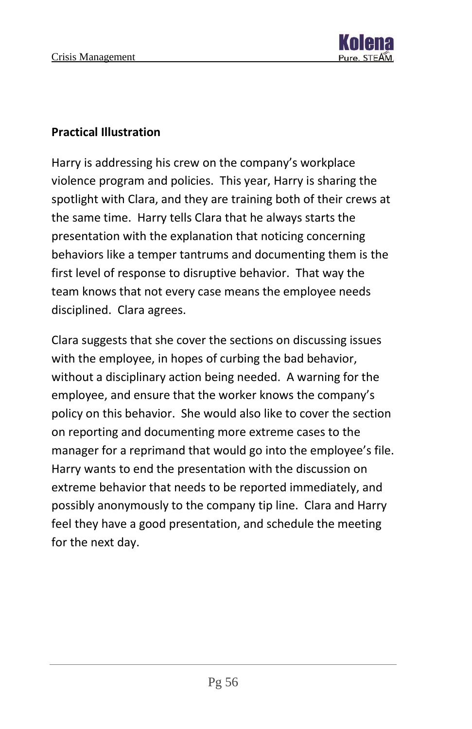**Practical Illustration**

Harry is addressing his crew on the company's workplace violence program and policies. This year, Harry is sharing the spotlight with Clara, and they are training both of their crews at the same time. Harry tells Clara that he always starts the presentation with the explanation that noticing concerning behaviors like a temper tantrums and documenting them is the first level of response to disruptive behavior. That way the team knows that not every case means the employee needs disciplined. Clara agrees.

Clara suggests that she cover the sections on discussing issues with the employee, in hopes of curbing the bad behavior, without a disciplinary action being needed. A warning for the employee, and ensure that the worker knows the company's policy on this behavior. She would also like to cover the section on reporting and documenting more extreme cases to the manager for a reprimand that would go into the employee's file. Harry wants to end the presentation with the discussion on extreme behavior that needs to be reported immediately, and possibly anonymously to the company tip line. Clara and Harry feel they have a good presentation, and schedule the meeting for the next day.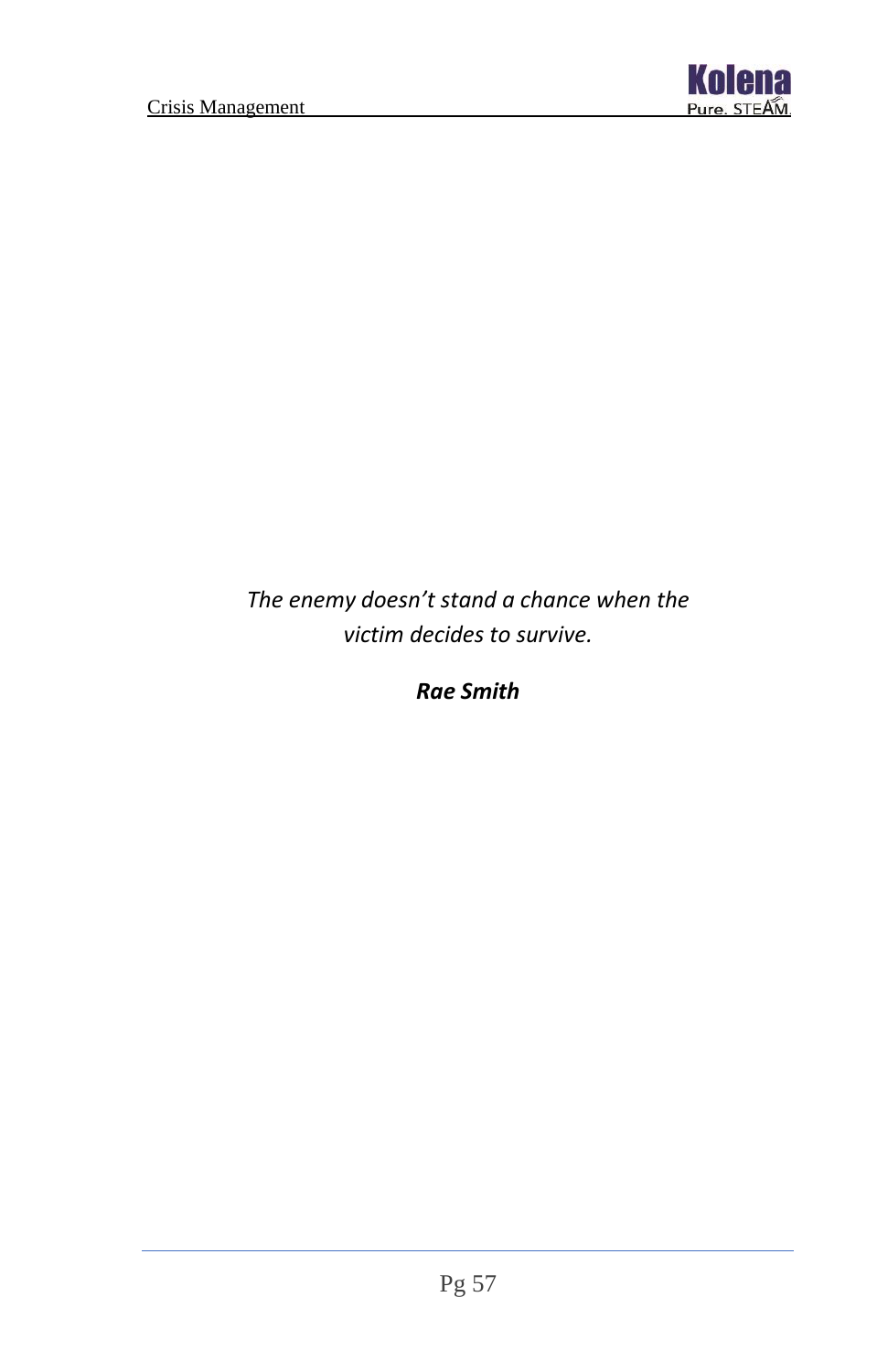*The enemy doesn't stand a chance when the victim decides to survive.*

***Rae Smith***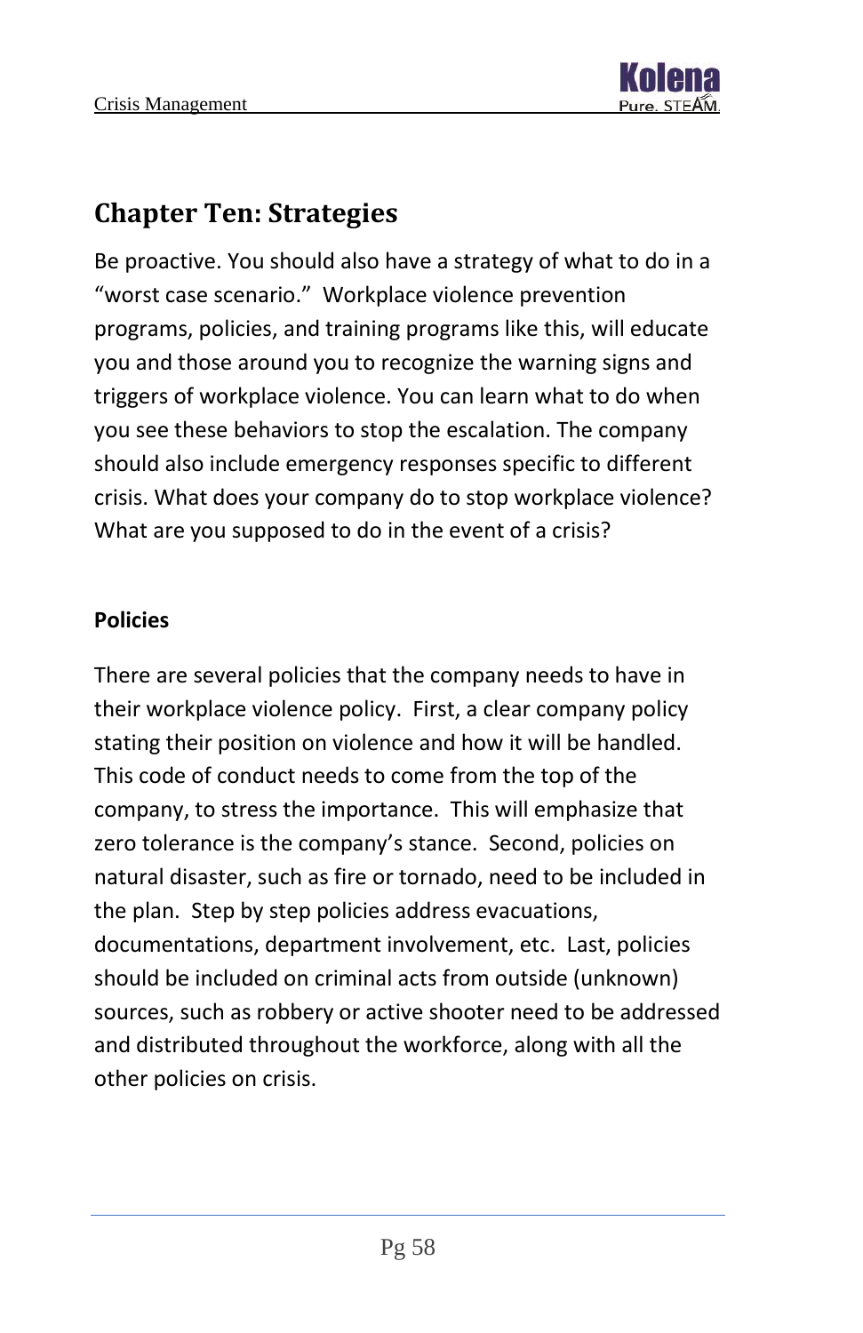# Chapter Ten: Strategies

Be proactive. You should also have a strategy of what to do in a "worst case scenario." Workplace violence prevention programs, policies, and training programs like this, will educate you and those around you to recognize the warning signs and triggers of workplace violence. You can learn what to do when you see these behaviors to stop the escalation. The company should also include emergency responses specific to different crisis. What does your company do to stop workplace violence? What are you supposed to do in the event of a crisis?

**Policies**

There are several policies that the company needs to have in their workplace violence policy. First, a clear company policy stating their position on violence and how it will be handled. This code of conduct needs to come from the top of the company, to stress the importance. This will emphasize that zero tolerance is the company's stance. Second, policies on natural disaster, such as fire or tornado, need to be included in the plan. Step by step policies address evacuations, documentations, department involvement, etc. Last, policies should be included on criminal acts from outside (unknown) sources, such as robbery or active shooter need to be addressed and distributed throughout the workforce, along with all the other policies on crisis.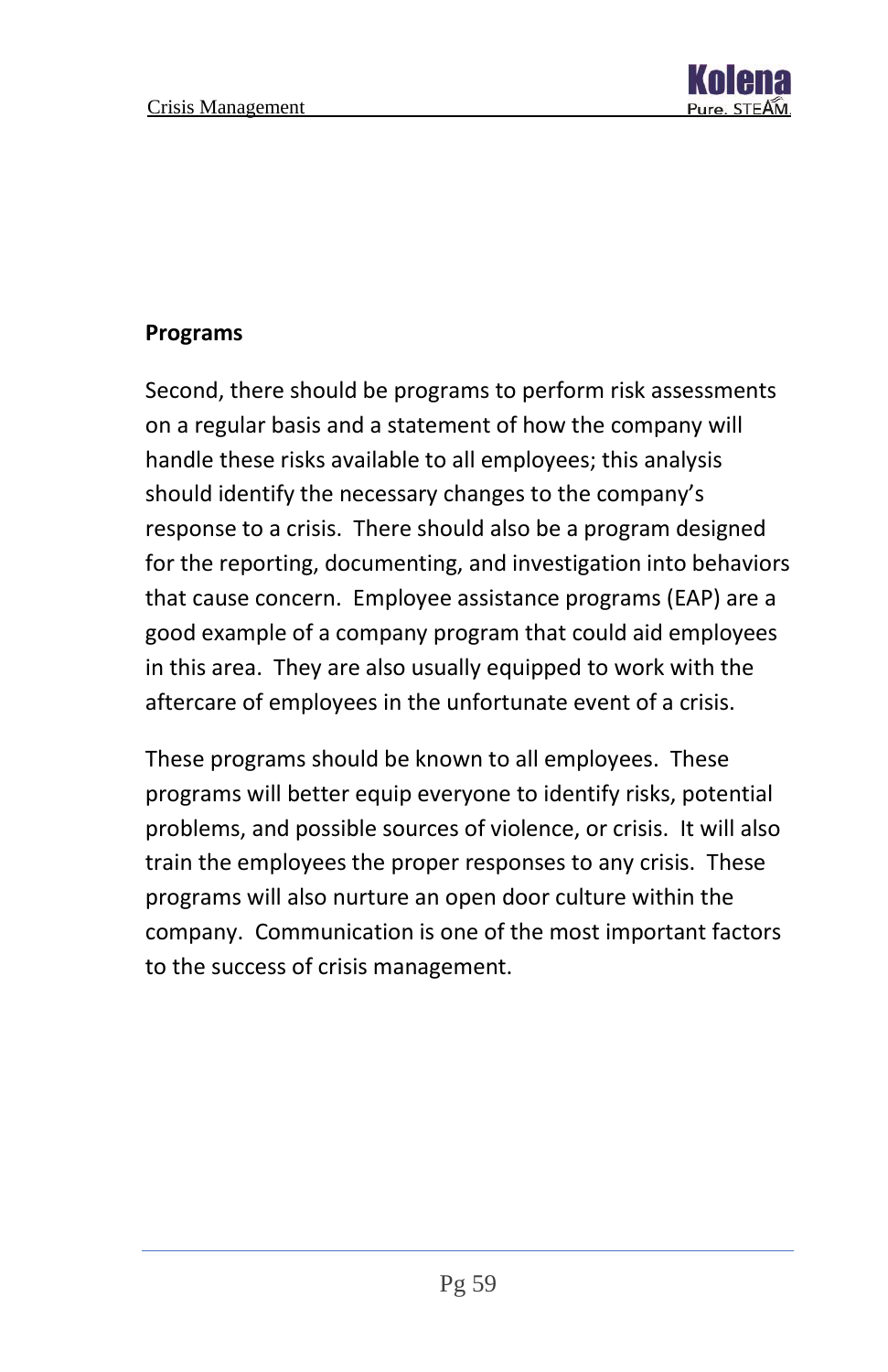**Programs**

Second, there should be programs to perform risk assessments on a regular basis and a statement of how the company will handle these risks available to all employees; this analysis should identify the necessary changes to the company's response to a crisis. There should also be a program designed for the reporting, documenting, and investigation into behaviors that cause concern. Employee assistance programs (EAP) are a good example of a company program that could aid employees in this area. They are also usually equipped to work with the aftercare of employees in the unfortunate event of a crisis.

These programs should be known to all employees. These programs will better equip everyone to identify risks, potential problems, and possible sources of violence, or crisis. It will also train the employees the proper responses to any crisis. These programs will also nurture an open door culture within the company. Communication is one of the most important factors to the success of crisis management.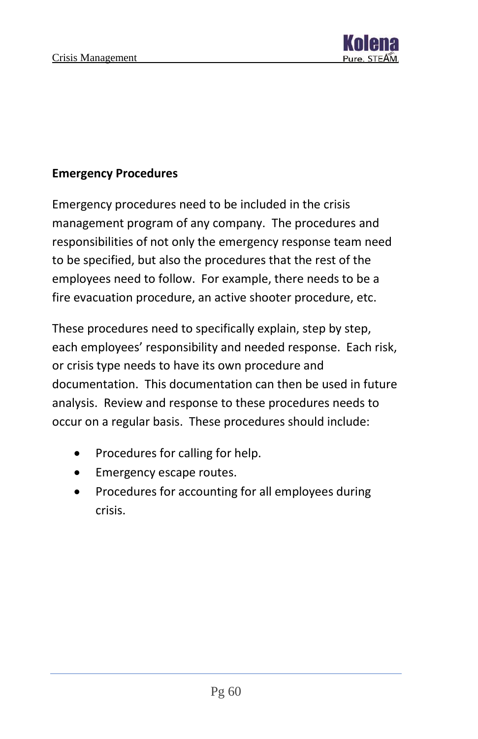**Emergency Procedures**

Emergency procedures need to be included in the crisis management program of any company. The procedures and responsibilities of not only the emergency response team need to be specified, but also the procedures that the rest of the employees need to follow. For example, there needs to be a fire evacuation procedure, an active shooter procedure, etc.

These procedures need to specifically explain, step by step, each employees' responsibility and needed response. Each risk, or crisis type needs to have its own procedure and documentation. This documentation can then be used in future analysis. Review and response to these procedures needs to occur on a regular basis. These procedures should include:

- Procedures for calling for help.
- Emergency escape routes.
- Procedures for accounting for all employees during crisis.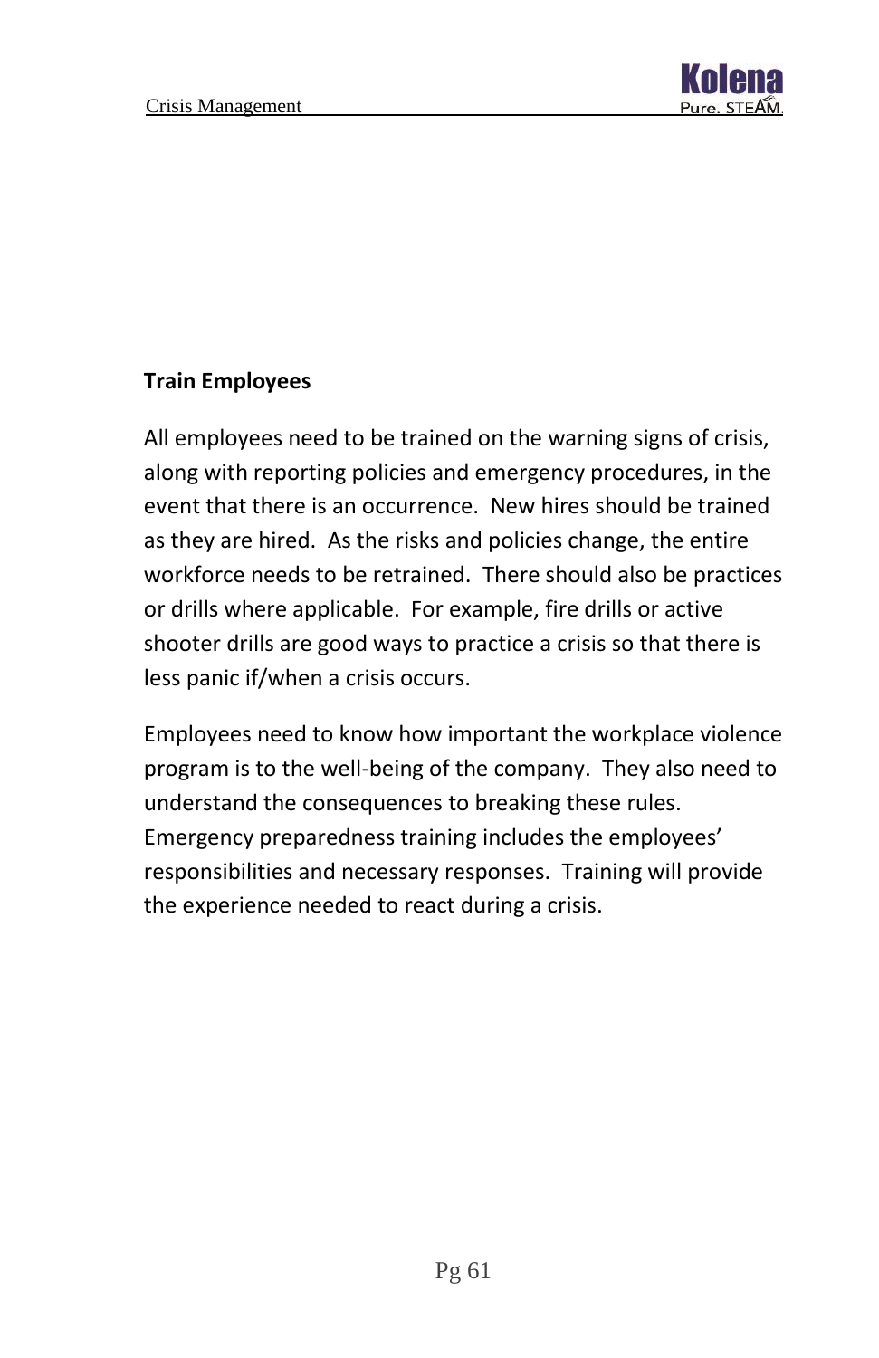**Train Employees**

All employees need to be trained on the warning signs of crisis, along with reporting policies and emergency procedures, in the event that there is an occurrence. New hires should be trained as they are hired. As the risks and policies change, the entire workforce needs to be retrained. There should also be practices or drills where applicable. For example, fire drills or active shooter drills are good ways to practice a crisis so that there is less panic if/when a crisis occurs.

Employees need to know how important the workplace violence program is to the well-being of the company. They also need to understand the consequences to breaking these rules. Emergency preparedness training includes the employees' responsibilities and necessary responses. Training will provide the experience needed to react during a crisis.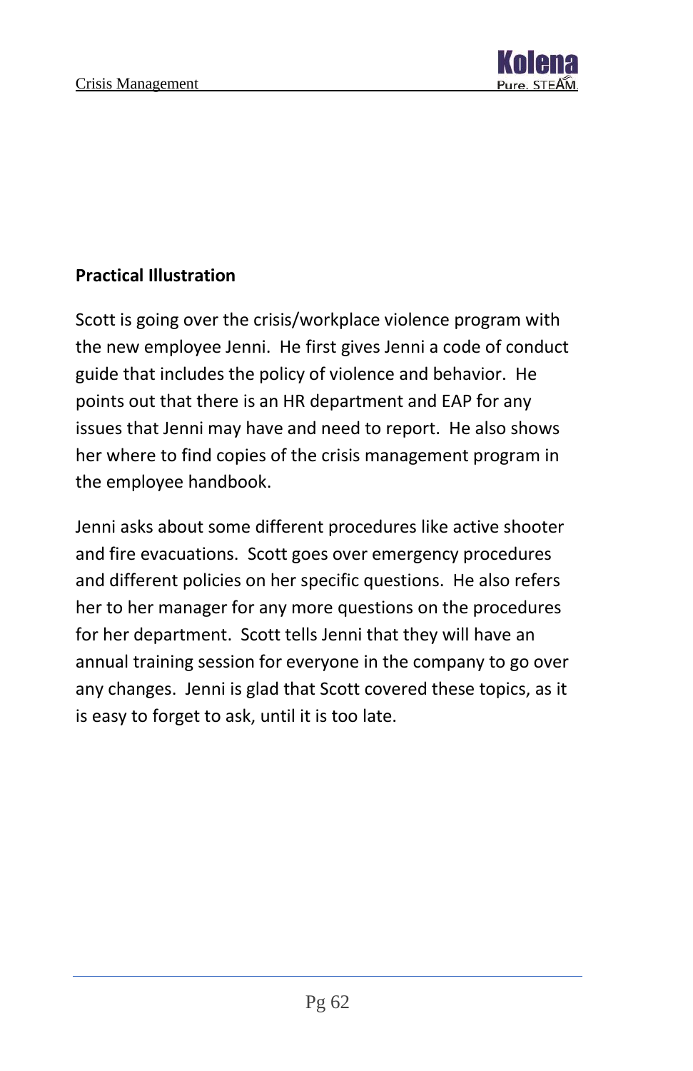**Practical Illustration**

Scott is going over the crisis/workplace violence program with the new employee Jenni. He first gives Jenni a code of conduct guide that includes the policy of violence and behavior. He points out that there is an HR department and EAP for any issues that Jenni may have and need to report. He also shows her where to find copies of the crisis management program in the employee handbook.

Jenni asks about some different procedures like active shooter and fire evacuations. Scott goes over emergency procedures and different policies on her specific questions. He also refers her to her manager for any more questions on the procedures for her department. Scott tells Jenni that they will have an annual training session for everyone in the company to go over any changes. Jenni is glad that Scott covered these topics, as it is easy to forget to ask, until it is too late.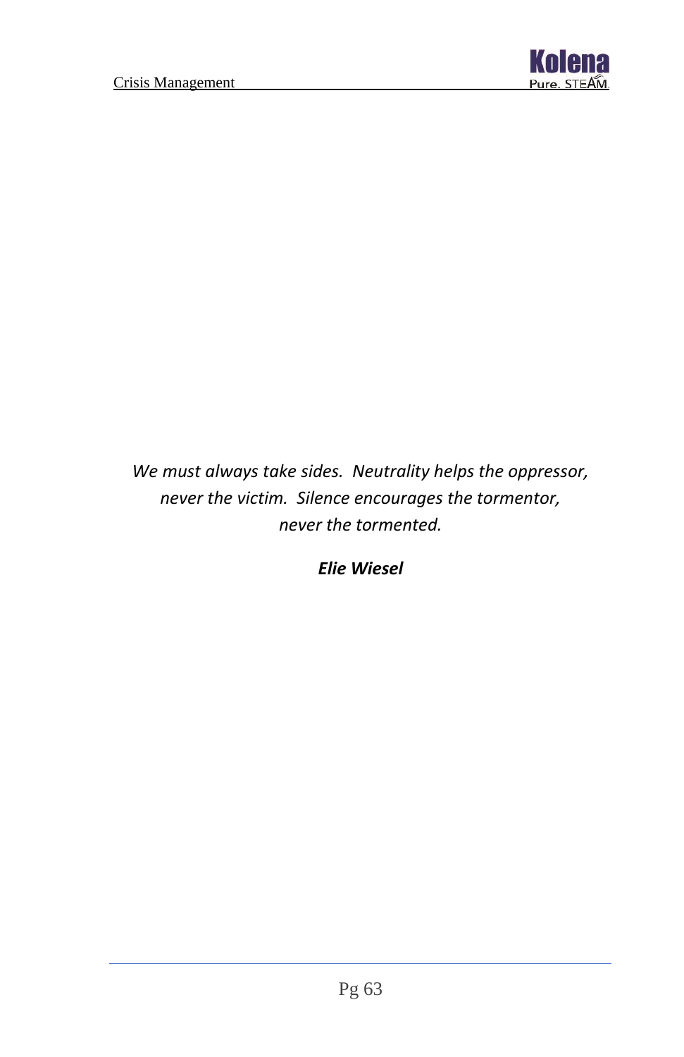*We must always take sides. Neutrality helps the oppressor, never the victim. Silence encourages the tormentor, never the tormented.*

***Elie Wiesel***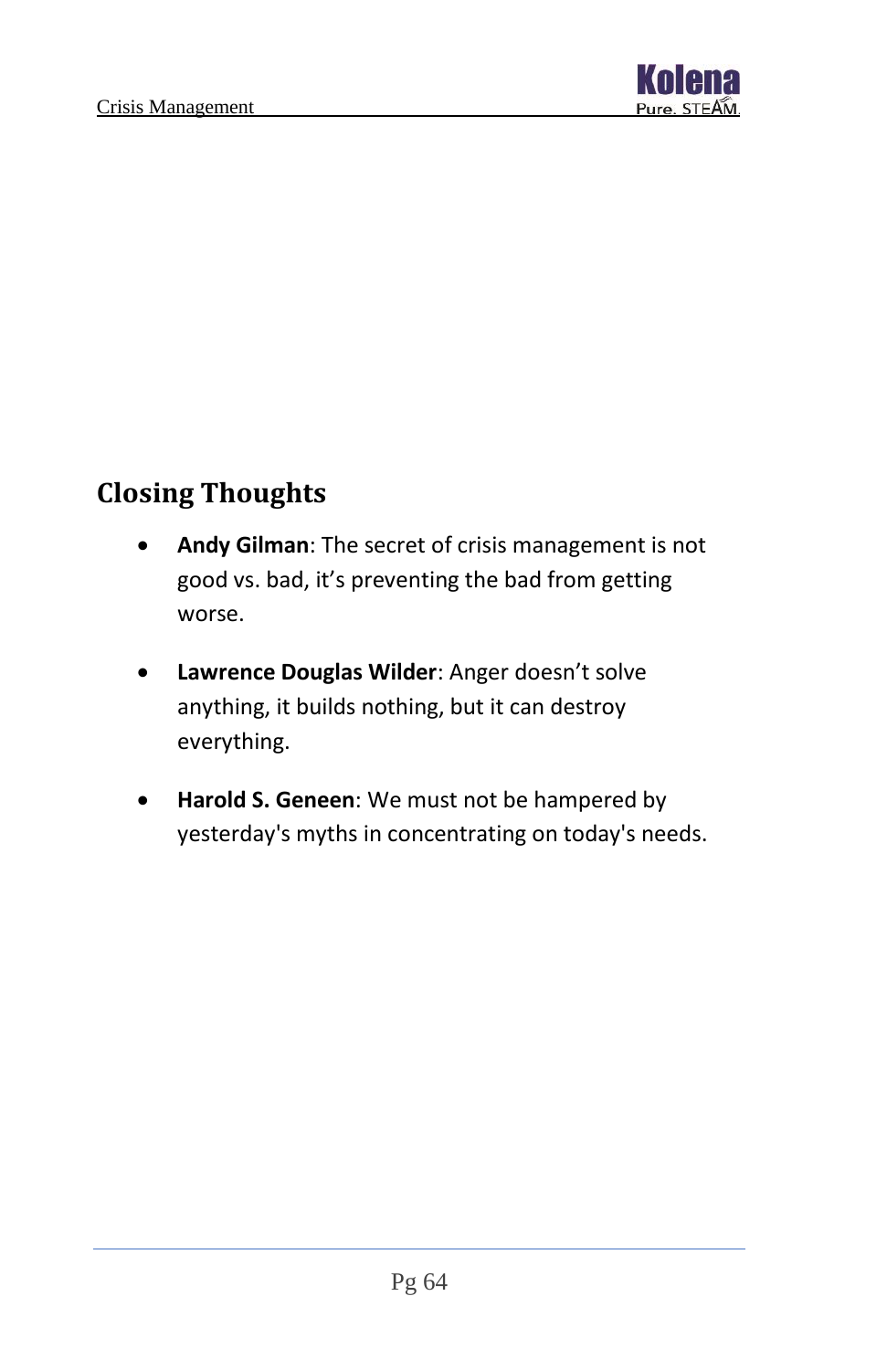## Closing Thoughts

- **Andy Gilman**: The secret of crisis management is not good vs. bad, it's preventing the bad from getting worse.
- **Lawrence Douglas Wilder**: Anger doesn't solve anything, it builds nothing, but it can destroy everything.
- **Harold S. Geneen**: We must not be hampered by yesterday's myths in concentrating on today's needs.